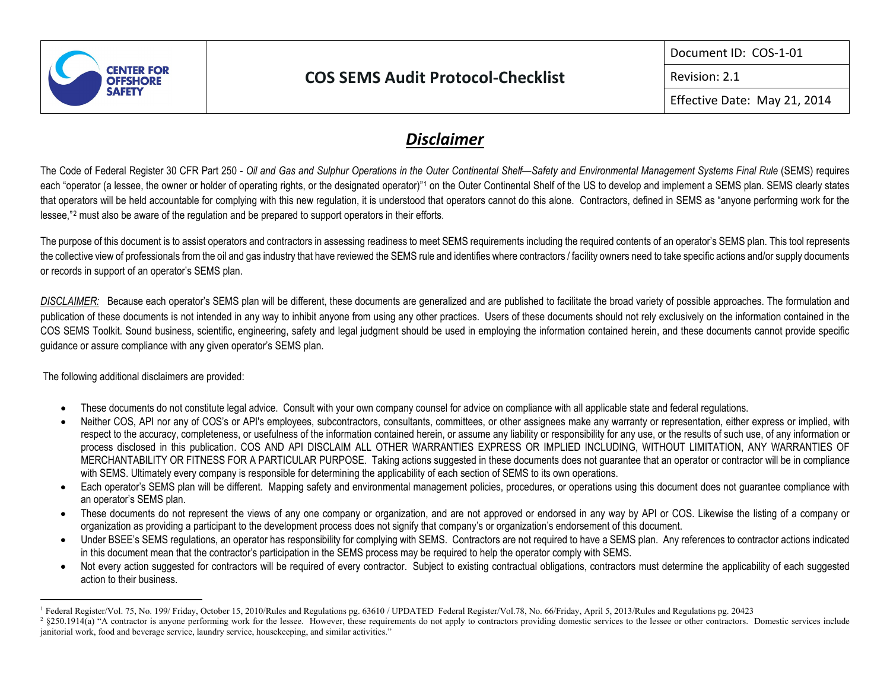| CENTER FOR OFFSHORE SAFETY | COS SEMS Audit Protocol-Checklist | Document ID: COS-1-01 |
| --- | --- | --- |
| | | Revision: 2.1 |
| | | Effective Date: May 21, 2014 |

## ***Disclaimer***

The Code of Federal Register 30 CFR Part 250 - *Oil and Gas and Sulphur Operations in the Outer Continental Shelf—Safety and Environmental Management Systems Final Rule* (SEMS) requires each "operator (a lessee, the owner or holder of operating rights, or the designated operator)"[1] on the Outer Continental Shelf of the US to develop and implement a SEMS plan. SEMS clearly states that operators will be held accountable for complying with this new regulation, it is understood that operators cannot do this alone. Contractors, defined in SEMS as "anyone performing work for the lessee,"[2] must also be aware of the regulation and be prepared to support operators in their efforts.

The purpose of this document is to assist operators and contractors in assessing readiness to meet SEMS requirements including the required contents of an operator's SEMS plan. This tool represents the collective view of professionals from the oil and gas industry that have reviewed the SEMS rule and identifies where contractors / facility owners need to take specific actions and/or supply documents or records in support of an operator's SEMS plan.

*DISCLAIMER:* Because each operator's SEMS plan will be different, these documents are generalized and are published to facilitate the broad variety of possible approaches. The formulation and publication of these documents is not intended in any way to inhibit anyone from using any other practices. Users of these documents should not rely exclusively on the information contained in the COS SEMS Toolkit. Sound business, scientific, engineering, safety and legal judgment should be used in employing the information contained herein, and these documents cannot provide specific guidance or assure compliance with any given operator's SEMS plan.

The following additional disclaimers are provided:

- These documents do not constitute legal advice. Consult with your own company counsel for advice on compliance with all applicable state and federal regulations.
- Neither COS, API nor any of COS's or API's employees, subcontractors, consultants, committees, or other assignees make any warranty or representation, either express or implied, with respect to the accuracy, completeness, or usefulness of the information contained herein, or assume any liability or responsibility for any use, or the results of such use, of any information or process disclosed in this publication. COS AND API DISCLAIM ALL OTHER WARRANTIES EXPRESS OR IMPLIED INCLUDING, WITHOUT LIMITATION, ANY WARRANTIES OF MERCHANTABILITY OR FITNESS FOR A PARTICULAR PURPOSE. Taking actions suggested in these documents does not guarantee that an operator or contractor will be in compliance with SEMS. Ultimately every company is responsible for determining the applicability of each section of SEMS to its own operations.
- Each operator's SEMS plan will be different. Mapping safety and environmental management policies, procedures, or operations using this document does not guarantee compliance with an operator's SEMS plan.
- These documents do not represent the views of any one company or organization, and are not approved or endorsed in any way by API or COS. Likewise the listing of a company or organization as providing a participant to the development process does not signify that company's or organization's endorsement of this document.
- Under BSEE's SEMS regulations, an operator has responsibility for complying with SEMS. Contractors are not required to have a SEMS plan. Any references to contractor actions indicated in this document mean that the contractor's participation in the SEMS process may be required to help the operator comply with SEMS.
- Not every action suggested for contractors will be required of every contractor. Subject to existing contractual obligations, contractors must determine the applicability of each suggested action to their business.

---

[1] Federal Register/Vol. 75, No. 199/ Friday, October 15, 2010/Rules and Regulations pg. 63610 / UPDATED Federal Register/Vol.78, No. 66/Friday, April 5, 2013/Rules and Regulations pg. 20423

[2] §250.1914(a) "A contractor is anyone performing work for the lessee. However, these requirements do not apply to contractors providing domestic services to the lessee or other contractors. Domestic services include janitorial work, food and beverage service, laundry service, housekeeping, and similar activities."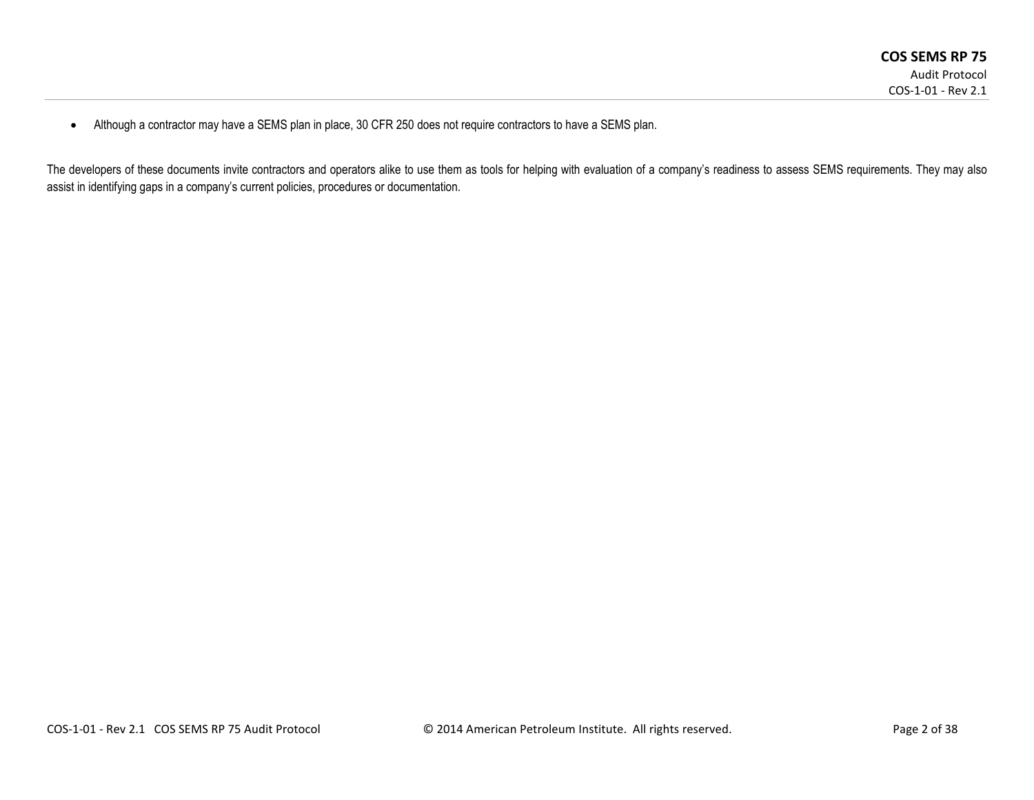- Although a contractor may have a SEMS plan in place, 30 CFR 250 does not require contractors to have a SEMS plan.

The developers of these documents invite contractors and operators alike to use them as tools for helping with evaluation of a company's readiness to assess SEMS requirements. They may also assist in identifying gaps in a company's current policies, procedures or documentation.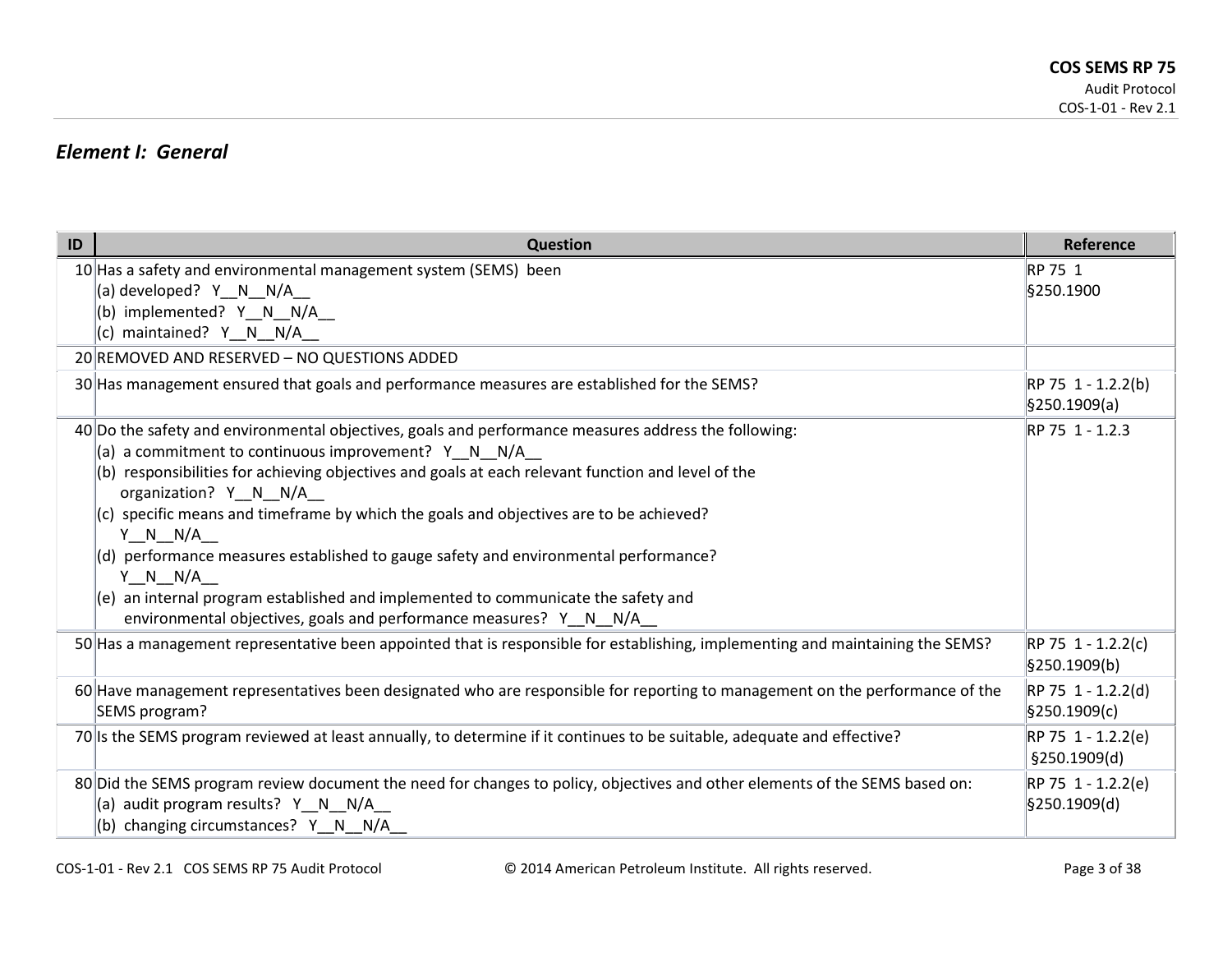## *Element I: General*

| ID | Question | Reference |
|---|---|---|
| 10 | Has a safety and environmental management system (SEMS) been<br>(a) developed? Y__N__N/A__<br>(b) implemented? Y__N__N/A__<br>(c) maintained? Y__N__N/A__ | RP 75 1<br>§250.1900 |
| 20 | REMOVED AND RESERVED – NO QUESTIONS ADDED | |
| 30 | Has management ensured that goals and performance measures are established for the SEMS? | RP 75 1 - 1.2.2(b)<br>§250.1909(a) |
| 40 | Do the safety and environmental objectives, goals and performance measures address the following:<br>(a) a commitment to continuous improvement? Y__N__N/A__<br>(b) responsibilities for achieving objectives and goals at each relevant function and level of the organization? Y__N__N/A__<br>(c) specific means and timeframe by which the goals and objectives are to be achieved? Y__N__N/A__<br>(d) performance measures established to gauge safety and environmental performance? Y__N__N/A__<br>(e) an internal program established and implemented to communicate the safety and environmental objectives, goals and performance measures? Y__N__N/A__ | RP 75 1 - 1.2.3 |
| 50 | Has a management representative been appointed that is responsible for establishing, implementing and maintaining the SEMS? | RP 75 1 - 1.2.2(c)<br>§250.1909(b) |
| 60 | Have management representatives been designated who are responsible for reporting to management on the performance of the SEMS program? | RP 75 1 - 1.2.2(d)<br>§250.1909(c) |
| 70 | Is the SEMS program reviewed at least annually, to determine if it continues to be suitable, adequate and effective? | RP 75 1 - 1.2.2(e)<br>§250.1909(d) |
| 80 | Did the SEMS program review document the need for changes to policy, objectives and other elements of the SEMS based on:<br>(a) audit program results? Y__N__N/A__<br>(b) changing circumstances? Y__N__N/A__ | RP 75 1 - 1.2.2(e)<br>§250.1909(d) |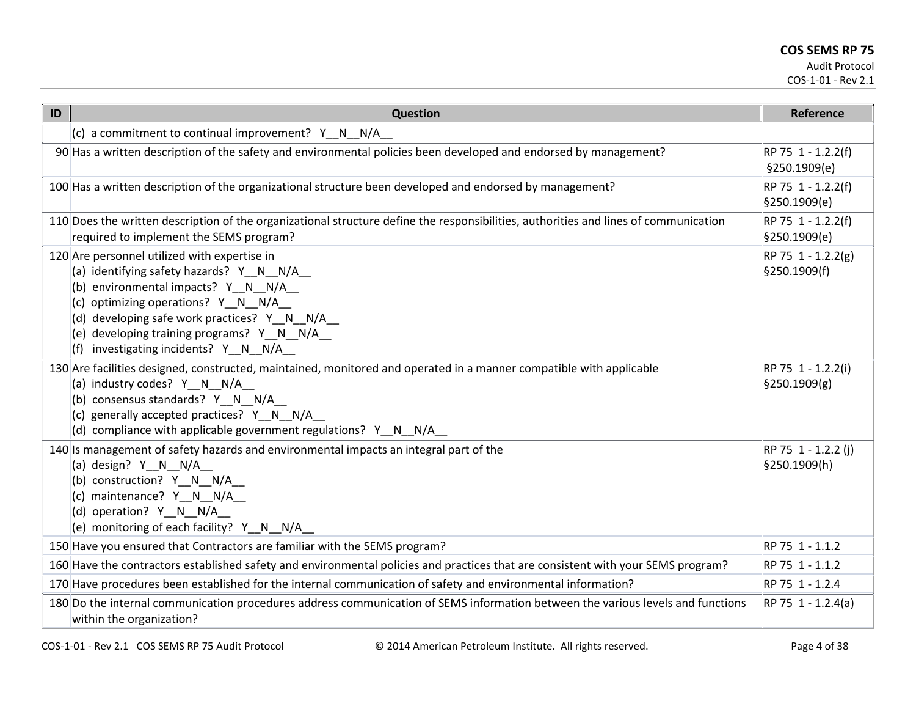| ID | Question | Reference |
|---|---|---|
| | (c) a commitment to continual improvement? Y__N__N/A__ | |
| 90 | Has a written description of the safety and environmental policies been developed and endorsed by management? | RP 75 1 - 1.2.2(f) §250.1909(e) |
| 100 | Has a written description of the organizational structure been developed and endorsed by management? | RP 75 1 - 1.2.2(f) §250.1909(e) |
| 110 | Does the written description of the organizational structure define the responsibilities, authorities and lines of communication required to implement the SEMS program? | RP 75 1 - 1.2.2(f) §250.1909(e) |
| 120 | Are personnel utilized with expertise in<br>(a) identifying safety hazards? Y__N__N/A__<br>(b) environmental impacts? Y__N__N/A__<br>(c) optimizing operations? Y__N__N/A__<br>(d) developing safe work practices? Y__N__N/A__<br>(e) developing training programs? Y__N__N/A__<br>(f) investigating incidents? Y__N__N/A__ | RP 75 1 - 1.2.2(g) §250.1909(f) |
| 130 | Are facilities designed, constructed, maintained, monitored and operated in a manner compatible with applicable<br>(a) industry codes? Y__N__N/A__<br>(b) consensus standards? Y__N__N/A__<br>(c) generally accepted practices? Y__N__N/A__<br>(d) compliance with applicable government regulations? Y__N__N/A__ | RP 75 1 - 1.2.2(i) §250.1909(g) |
| 140 | Is management of safety hazards and environmental impacts an integral part of the<br>(a) design? Y__N__N/A__<br>(b) construction? Y__N__N/A__<br>(c) maintenance? Y__N__N/A__<br>(d) operation? Y__N__N/A__<br>(e) monitoring of each facility? Y__N__N/A__ | RP 75 1 - 1.2.2 (j) §250.1909(h) |
| 150 | Have you ensured that Contractors are familiar with the SEMS program? | RP 75 1 - 1.1.2 |
| 160 | Have the contractors established safety and environmental policies and practices that are consistent with your SEMS program? | RP 75 1 - 1.1.2 |
| 170 | Have procedures been established for the internal communication of safety and environmental information? | RP 75 1 - 1.2.4 |
| 180 | Do the internal communication procedures address communication of SEMS information between the various levels and functions within the organization? | RP 75 1 - 1.2.4(a) |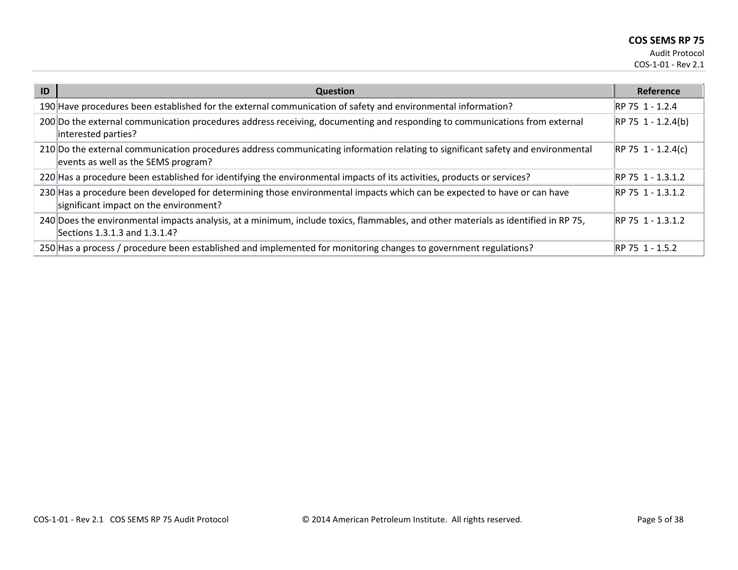| ID | Question | Reference |
|---|---|---|
| 190 | Have procedures been established for the external communication of safety and environmental information? | RP 75 1 - 1.2.4 |
| 200 | Do the external communication procedures address receiving, documenting and responding to communications from external interested parties? | RP 75 1 - 1.2.4(b) |
| 210 | Do the external communication procedures address communicating information relating to significant safety and environmental events as well as the SEMS program? | RP 75 1 - 1.2.4(c) |
| 220 | Has a procedure been established for identifying the environmental impacts of its activities, products or services? | RP 75 1 - 1.3.1.2 |
| 230 | Has a procedure been developed for determining those environmental impacts which can be expected to have or can have significant impact on the environment? | RP 75 1 - 1.3.1.2 |
| 240 | Does the environmental impacts analysis, at a minimum, include toxics, flammables, and other materials as identified in RP 75, Sections 1.3.1.3 and 1.3.1.4? | RP 75 1 - 1.3.1.2 |
| 250 | Has a process / procedure been established and implemented for monitoring changes to government regulations? | RP 75 1 - 1.5.2 |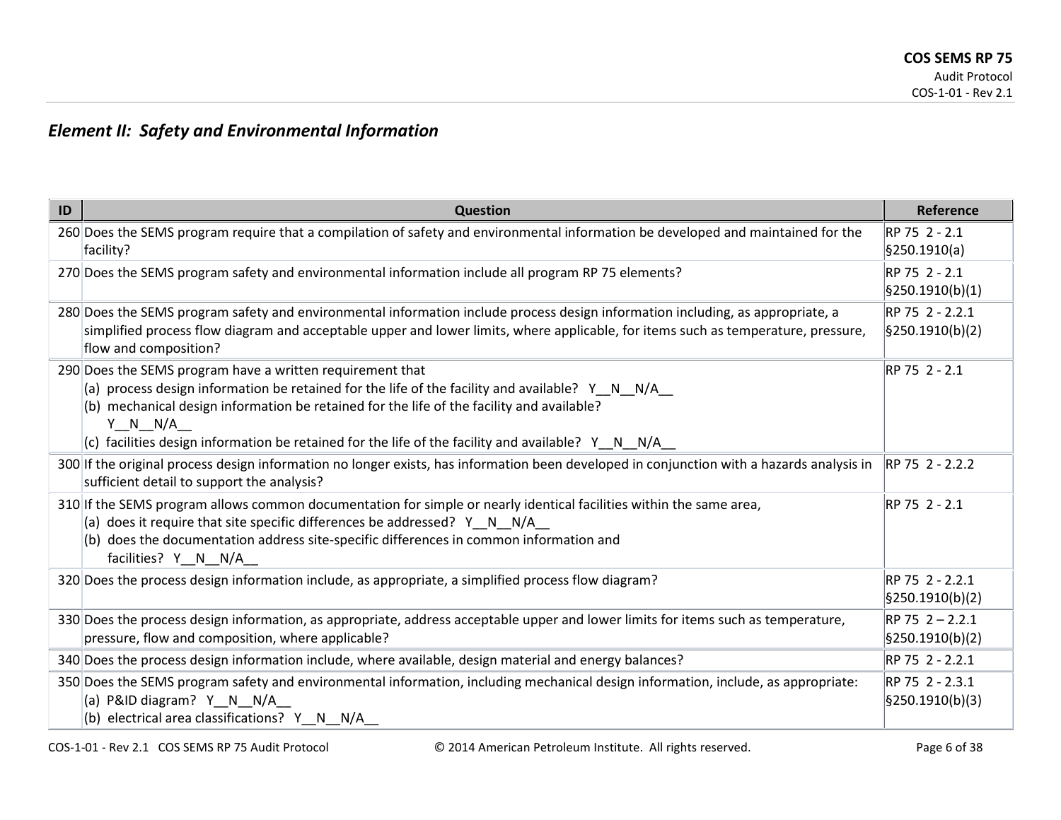## *Element II: Safety and Environmental Information*

| ID | Question | Reference |
|---|---|---|
| 260 | Does the SEMS program require that a compilation of safety and environmental information be developed and maintained for the facility? | RP 75 2 - 2.1<br>§250.1910(a) |
| 270 | Does the SEMS program safety and environmental information include all program RP 75 elements? | RP 75 2 - 2.1<br>§250.1910(b)(1) |
| 280 | Does the SEMS program safety and environmental information include process design information including, as appropriate, a simplified process flow diagram and acceptable upper and lower limits, where applicable, for items such as temperature, pressure, flow and composition? | RP 75 2 - 2.2.1<br>§250.1910(b)(2) |
| 290 | Does the SEMS program have a written requirement that<br>(a) process design information be retained for the life of the facility and available? Y__N__N/A__<br>(b) mechanical design information be retained for the life of the facility and available? Y__N__N/A__<br>(c) facilities design information be retained for the life of the facility and available? Y__N__N/A__ | RP 75 2 - 2.1 |
| 300 | If the original process design information no longer exists, has information been developed in conjunction with a hazards analysis in sufficient detail to support the analysis? | RP 75 2 - 2.2.2 |
| 310 | If the SEMS program allows common documentation for simple or nearly identical facilities within the same area,<br>(a) does it require that site specific differences be addressed? Y__N__N/A__<br>(b) does the documentation address site-specific differences in common information and facilities? Y__N__N/A__ | RP 75 2 - 2.1 |
| 320 | Does the process design information include, as appropriate, a simplified process flow diagram? | RP 75 2 - 2.2.1<br>§250.1910(b)(2) |
| 330 | Does the process design information, as appropriate, address acceptable upper and lower limits for items such as temperature, pressure, flow and composition, where applicable? | RP 75 2 – 2.2.1<br>§250.1910(b)(2) |
| 340 | Does the process design information include, where available, design material and energy balances? | RP 75 2 - 2.2.1 |
| 350 | Does the SEMS program safety and environmental information, including mechanical design information, include, as appropriate:<br>(a) P&ID diagram? Y__N__N/A__<br>(b) electrical area classifications? Y__N__N/A__ | RP 75 2 - 2.3.1<br>§250.1910(b)(3) |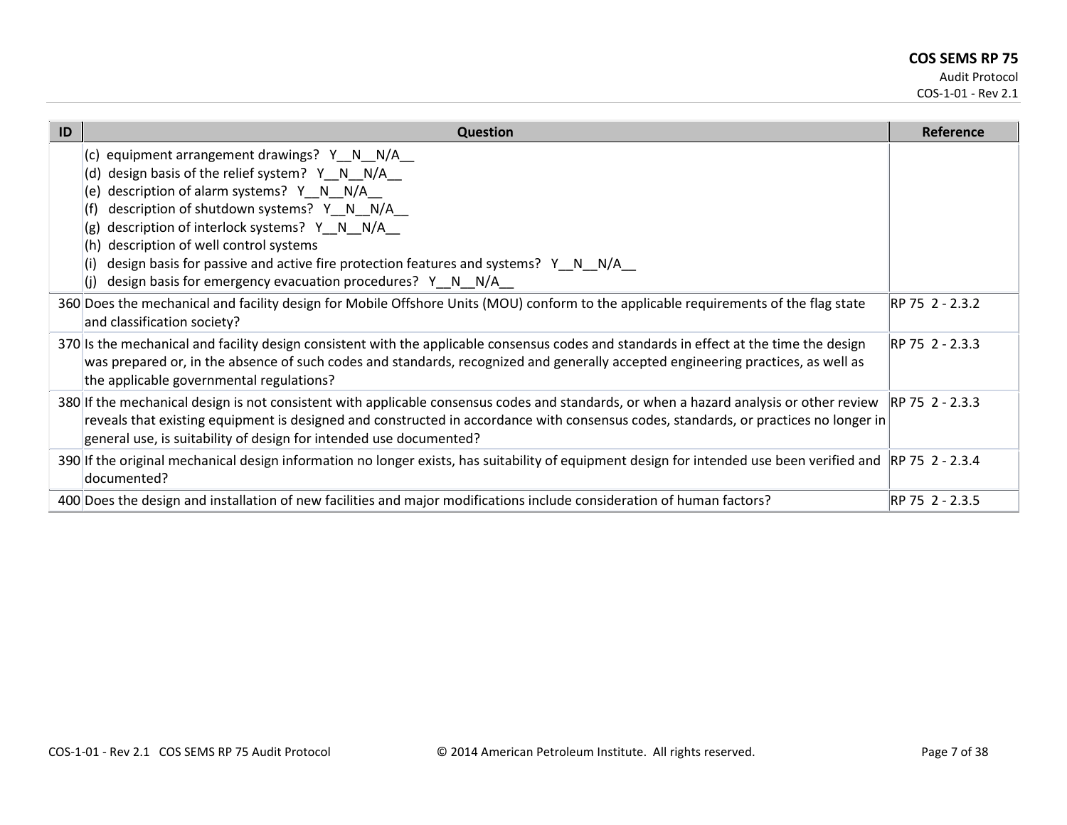| ID | Question | Reference |
|---|---|---|
| | (c) equipment arrangement drawings? Y__N__N/A__<br>(d) design basis of the relief system? Y__N__N/A__<br>(e) description of alarm systems? Y__N__N/A__<br>(f) description of shutdown systems? Y__N__N/A__<br>(g) description of interlock systems? Y__N__N/A__<br>(h) description of well control systems<br>(i) design basis for passive and active fire protection features and systems? Y__N__N/A__<br>(j) design basis for emergency evacuation procedures? Y__N__N/A__ | |
| 360 | Does the mechanical and facility design for Mobile Offshore Units (MOU) conform to the applicable requirements of the flag state and classification society? | RP 75 2 - 2.3.2 |
| 370 | Is the mechanical and facility design consistent with the applicable consensus codes and standards in effect at the time the design was prepared or, in the absence of such codes and standards, recognized and generally accepted engineering practices, as well as the applicable governmental regulations? | RP 75 2 - 2.3.3 |
| 380 | If the mechanical design is not consistent with applicable consensus codes and standards, or when a hazard analysis or other review reveals that existing equipment is designed and constructed in accordance with consensus codes, standards, or practices no longer in general use, is suitability of design for intended use documented? | RP 75 2 - 2.3.3 |
| 390 | If the original mechanical design information no longer exists, has suitability of equipment design for intended use been verified and documented? | RP 75 2 - 2.3.4 |
| 400 | Does the design and installation of new facilities and major modifications include consideration of human factors? | RP 75 2 - 2.3.5 |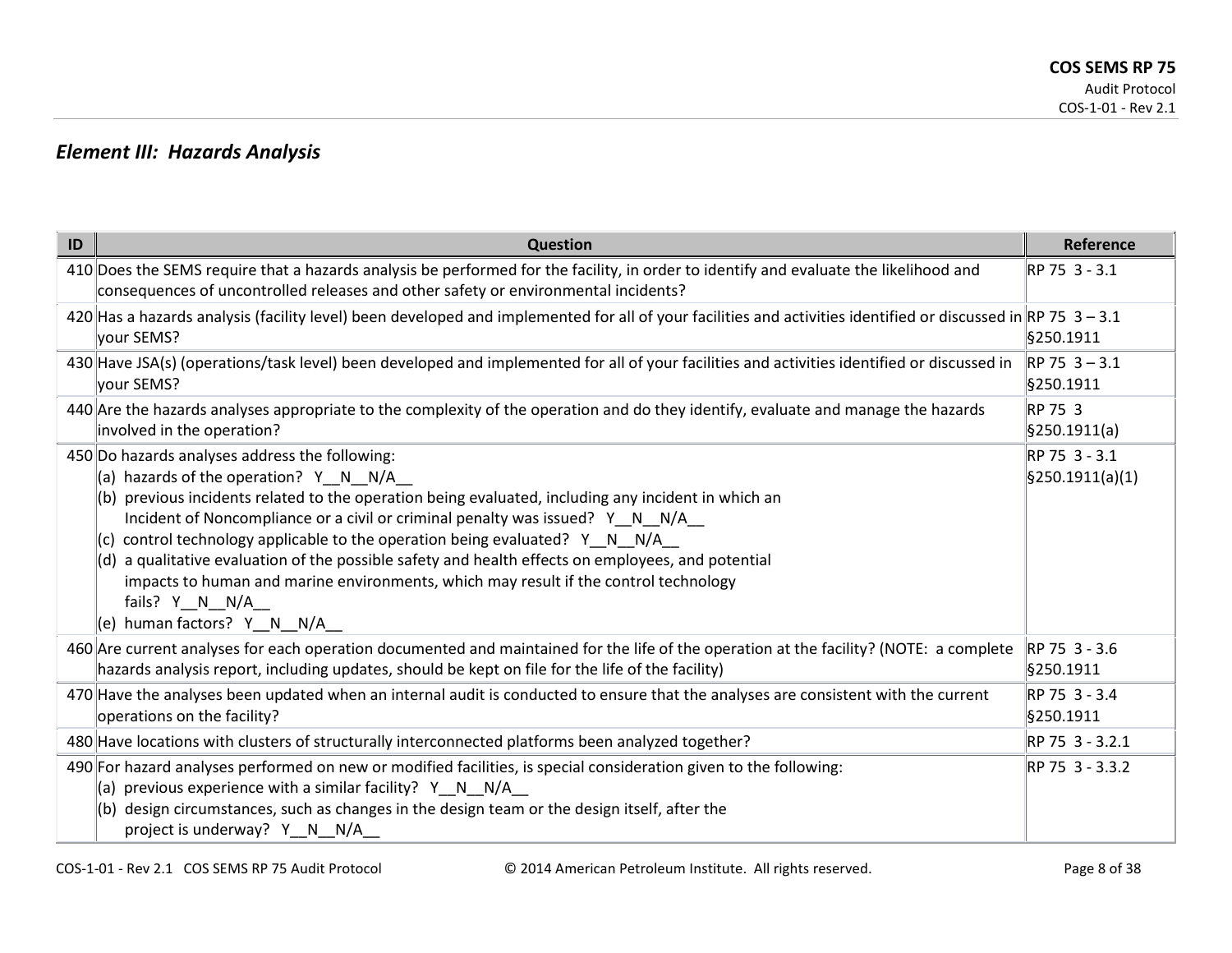## *Element III: Hazards Analysis*

| ID | Question | Reference |
|---|---|---|
| 410 | Does the SEMS require that a hazards analysis be performed for the facility, in order to identify and evaluate the likelihood and consequences of uncontrolled releases and other safety or environmental incidents? | RP 75 3 - 3.1 |
| 420 | Has a hazards analysis (facility level) been developed and implemented for all of your facilities and activities identified or discussed in your SEMS? | RP 75 3 – 3.1<br>§250.1911 |
| 430 | Have JSA(s) (operations/task level) been developed and implemented for all of your facilities and activities identified or discussed in your SEMS? | RP 75 3 – 3.1<br>§250.1911 |
| 440 | Are the hazards analyses appropriate to the complexity of the operation and do they identify, evaluate and manage the hazards involved in the operation? | RP 75 3<br>§250.1911(a) |
| 450 | Do hazards analyses address the following:<br>(a) hazards of the operation? Y__N__N/A__<br>(b) previous incidents related to the operation being evaluated, including any incident in which an Incident of Noncompliance or a civil or criminal penalty was issued? Y__N__N/A__<br>(c) control technology applicable to the operation being evaluated? Y__N__N/A__<br>(d) a qualitative evaluation of the possible safety and health effects on employees, and potential impacts to human and marine environments, which may result if the control technology fails? Y__N__N/A__<br>(e) human factors? Y__N__N/A__ | RP 75 3 - 3.1<br>§250.1911(a)(1) |
| 460 | Are current analyses for each operation documented and maintained for the life of the operation at the facility? (NOTE: a complete hazards analysis report, including updates, should be kept on file for the life of the facility) | RP 75 3 - 3.6<br>§250.1911 |
| 470 | Have the analyses been updated when an internal audit is conducted to ensure that the analyses are consistent with the current operations on the facility? | RP 75 3 - 3.4<br>§250.1911 |
| 480 | Have locations with clusters of structurally interconnected platforms been analyzed together? | RP 75 3 - 3.2.1 |
| 490 | For hazard analyses performed on new or modified facilities, is special consideration given to the following:<br>(a) previous experience with a similar facility? Y__N__N/A__<br>(b) design circumstances, such as changes in the design team or the design itself, after the project is underway? Y__N__N/A__ | RP 75 3 - 3.3.2 |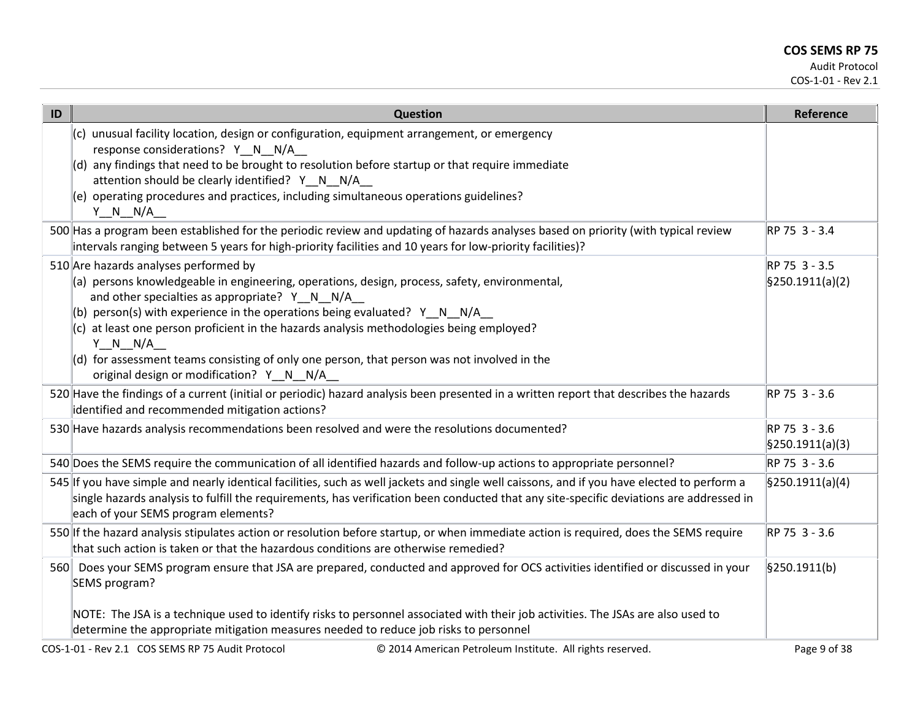| ID | Question | Reference |
|---|---|---|
| | (c) unusual facility location, design or configuration, equipment arrangement, or emergency response considerations? Y__N__N/A__<br>(d) any findings that need to be brought to resolution before startup or that require immediate attention should be clearly identified? Y__N__N/A__<br>(e) operating procedures and practices, including simultaneous operations guidelines? Y__N__N/A__ | |
| 500 | Has a program been established for the periodic review and updating of hazards analyses based on priority (with typical review intervals ranging between 5 years for high-priority facilities and 10 years for low-priority facilities)? | RP 75 3 - 3.4 |
| 510 | Are hazards analyses performed by<br>(a) persons knowledgeable in engineering, operations, design, process, safety, environmental, and other specialties as appropriate? Y__N__N/A__<br>(b) person(s) with experience in the operations being evaluated? Y__N__N/A__<br>(c) at least one person proficient in the hazards analysis methodologies being employed? Y__N__N/A__<br>(d) for assessment teams consisting of only one person, that person was not involved in the original design or modification? Y__N__N/A__ | RP 75 3 - 3.5<br>§250.1911(a)(2) |
| 520 | Have the findings of a current (initial or periodic) hazard analysis been presented in a written report that describes the hazards identified and recommended mitigation actions? | RP 75 3 - 3.6 |
| 530 | Have hazards analysis recommendations been resolved and were the resolutions documented? | RP 75 3 - 3.6<br>§250.1911(a)(3) |
| 540 | Does the SEMS require the communication of all identified hazards and follow-up actions to appropriate personnel? | RP 75 3 - 3.6 |
| 545 | If you have simple and nearly identical facilities, such as well jackets and single well caissons, and if you have elected to perform a single hazards analysis to fulfill the requirements, has verification been conducted that any site-specific deviations are addressed in each of your SEMS program elements? | §250.1911(a)(4) |
| 550 | If the hazard analysis stipulates action or resolution before startup, or when immediate action is required, does the SEMS require that such action is taken or that the hazardous conditions are otherwise remedied? | RP 75 3 - 3.6 |
| 560 | Does your SEMS program ensure that JSA are prepared, conducted and approved for OCS activities identified or discussed in your SEMS program?<br><br>NOTE: The JSA is a technique used to identify risks to personnel associated with their job activities. The JSAs are also used to determine the appropriate mitigation measures needed to reduce job risks to personnel | §250.1911(b) |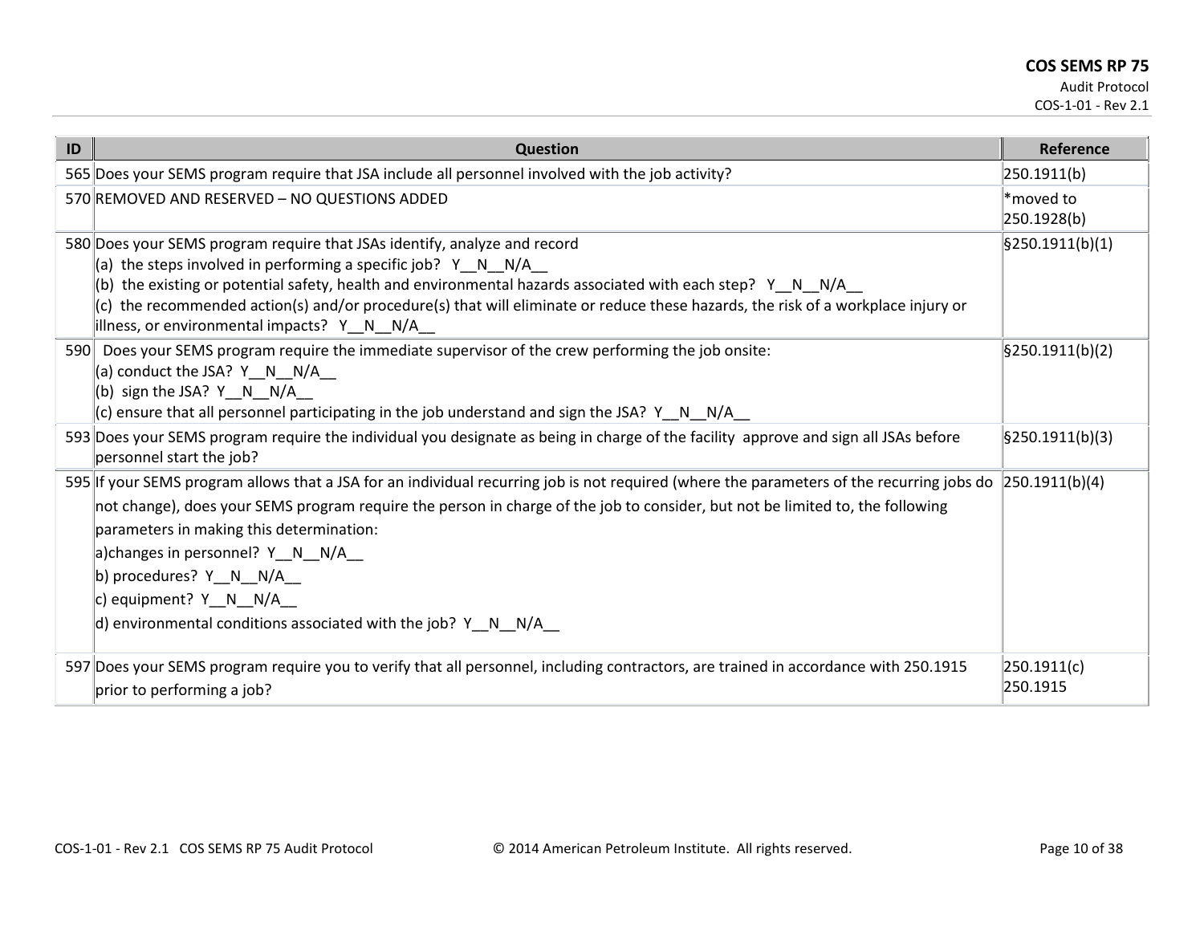| ID | Question | Reference |
| --- | --- | --- |
| 565 | Does your SEMS program require that JSA include all personnel involved with the job activity? | 250.1911(b) |
| 570 | REMOVED AND RESERVED – NO QUESTIONS ADDED | *moved to 250.1928(b) |
| 580 | Does your SEMS program require that JSAs identify, analyze and record<br>(a) the steps involved in performing a specific job? Y__N__N/A__<br>(b) the existing or potential safety, health and environmental hazards associated with each step? Y__N__N/A__<br>(c) the recommended action(s) and/or procedure(s) that will eliminate or reduce these hazards, the risk of a workplace injury or illness, or environmental impacts? Y__N__N/A__ | §250.1911(b)(1) |
| 590 | Does your SEMS program require the immediate supervisor of the crew performing the job onsite:<br>(a) conduct the JSA? Y__N__N/A__<br>(b) sign the JSA? Y__N__N/A__<br>(c) ensure that all personnel participating in the job understand and sign the JSA? Y__N__N/A__ | §250.1911(b)(2) |
| 593 | Does your SEMS program require the individual you designate as being in charge of the facility approve and sign all JSAs before personnel start the job? | §250.1911(b)(3) |
| 595 | If your SEMS program allows that a JSA for an individual recurring job is not required (where the parameters of the recurring jobs do not change), does your SEMS program require the person in charge of the job to consider, but not be limited to, the following parameters in making this determination:<br>a)changes in personnel? Y__N__N/A__<br>b) procedures? Y__N__N/A__<br>c) equipment? Y__N__N/A__<br>d) environmental conditions associated with the job? Y__N__N/A__ | 250.1911(b)(4) |
| 597 | Does your SEMS program require you to verify that all personnel, including contractors, are trained in accordance with 250.1915 prior to performing a job? | 250.1911(c)<br>250.1915 |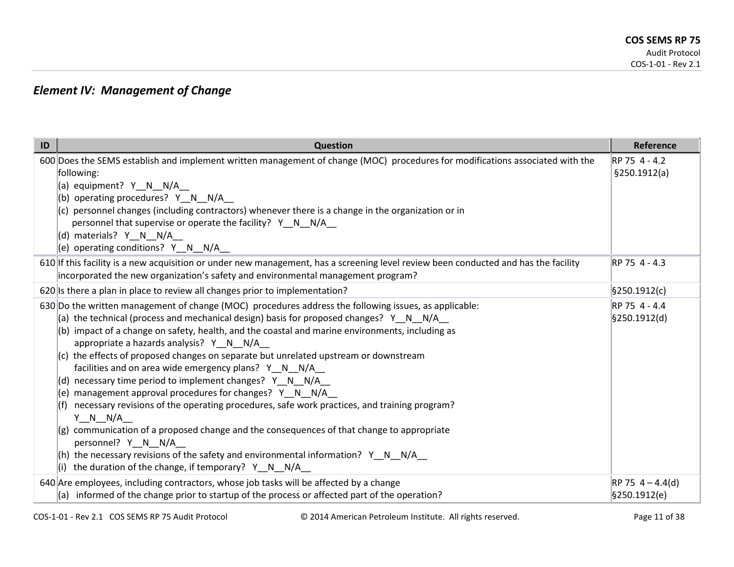## *Element IV: Management of Change*

| ID | Question | Reference |
|---|---|---|
| 600 | Does the SEMS establish and implement written management of change (MOC) procedures for modifications associated with the following:<br>(a) equipment? Y__N__N/A__<br>(b) operating procedures? Y__N__N/A__<br>(c) personnel changes (including contractors) whenever there is a change in the organization or in personnel that supervise or operate the facility? Y__N__N/A__<br>(d) materials? Y__N__N/A__<br>(e) operating conditions? Y__N__N/A__ | RP 75 4 - 4.2<br>§250.1912(a) |
| 610 | If this facility is a new acquisition or under new management, has a screening level review been conducted and has the facility incorporated the new organization's safety and environmental management program? | RP 75 4 - 4.3 |
| 620 | Is there a plan in place to review all changes prior to implementation? | §250.1912(c) |
| 630 | Do the written management of change (MOC) procedures address the following issues, as applicable:<br>(a) the technical (process and mechanical design) basis for proposed changes? Y__N__N/A__<br>(b) impact of a change on safety, health, and the coastal and marine environments, including as appropriate a hazards analysis? Y__N__N/A__<br>(c) the effects of proposed changes on separate but unrelated upstream or downstream facilities and on area wide emergency plans? Y__N__N/A__<br>(d) necessary time period to implement changes? Y__N__N/A__<br>(e) management approval procedures for changes? Y__N__N/A__<br>(f) necessary revisions of the operating procedures, safe work practices, and training program? Y__N__N/A__<br>(g) communication of a proposed change and the consequences of that change to appropriate personnel? Y__N__N/A__<br>(h) the necessary revisions of the safety and environmental information? Y__N__N/A__<br>(i) the duration of the change, if temporary? Y__N__N/A__ | RP 75 4 - 4.4<br>§250.1912(d) |
| 640 | Are employees, including contractors, whose job tasks will be affected by a change<br>(a) informed of the change prior to startup of the process or affected part of the operation? | RP 75 4 – 4.4(d)<br>§250.1912(e) |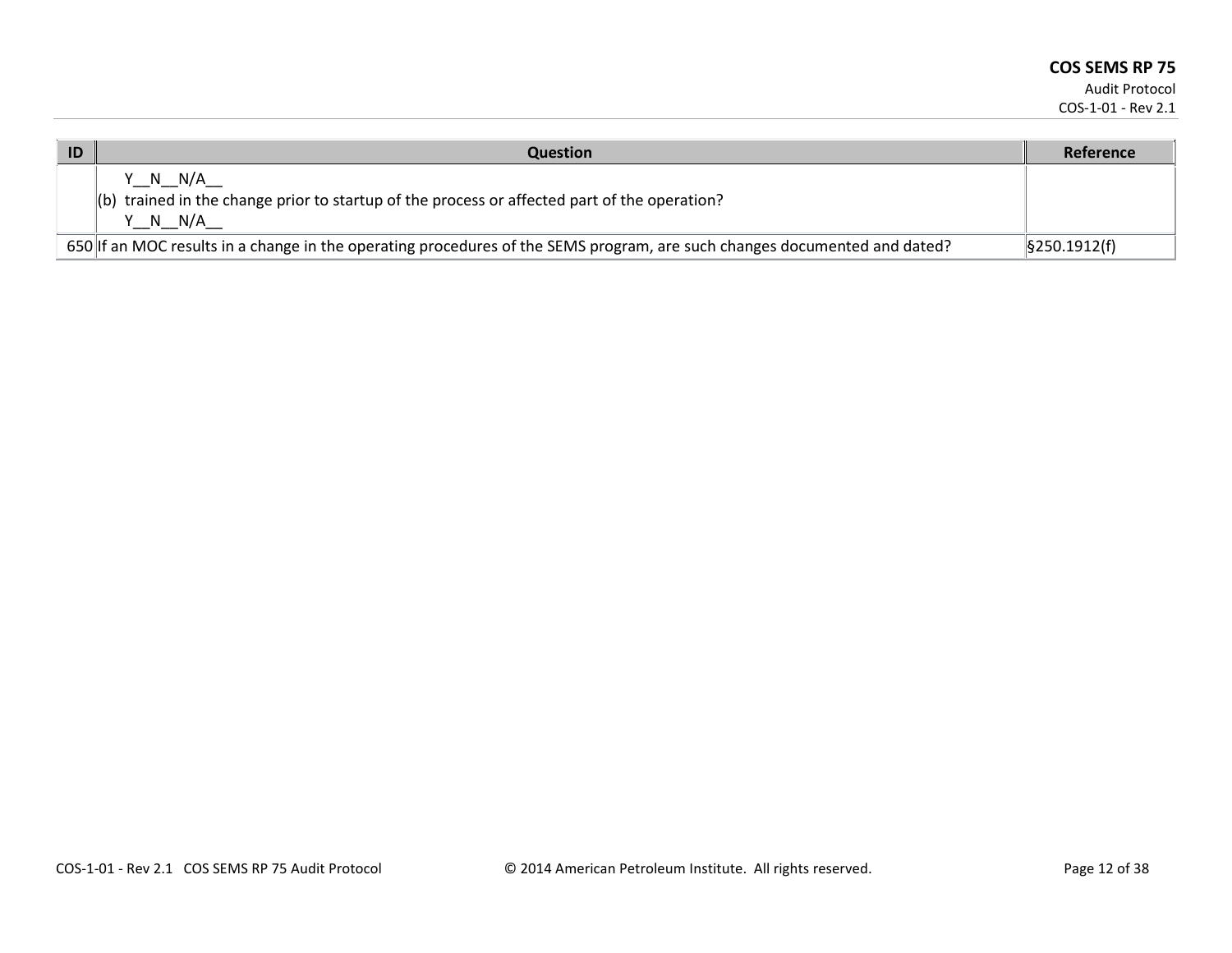| ID | Question | Reference |
|---|---|---|
| | Y__N__N/A__<br>(b) trained in the change prior to startup of the process or affected part of the operation?<br>Y__N__N/A__ | |
| 650 | If an MOC results in a change in the operating procedures of the SEMS program, are such changes documented and dated? | §250.1912(f) |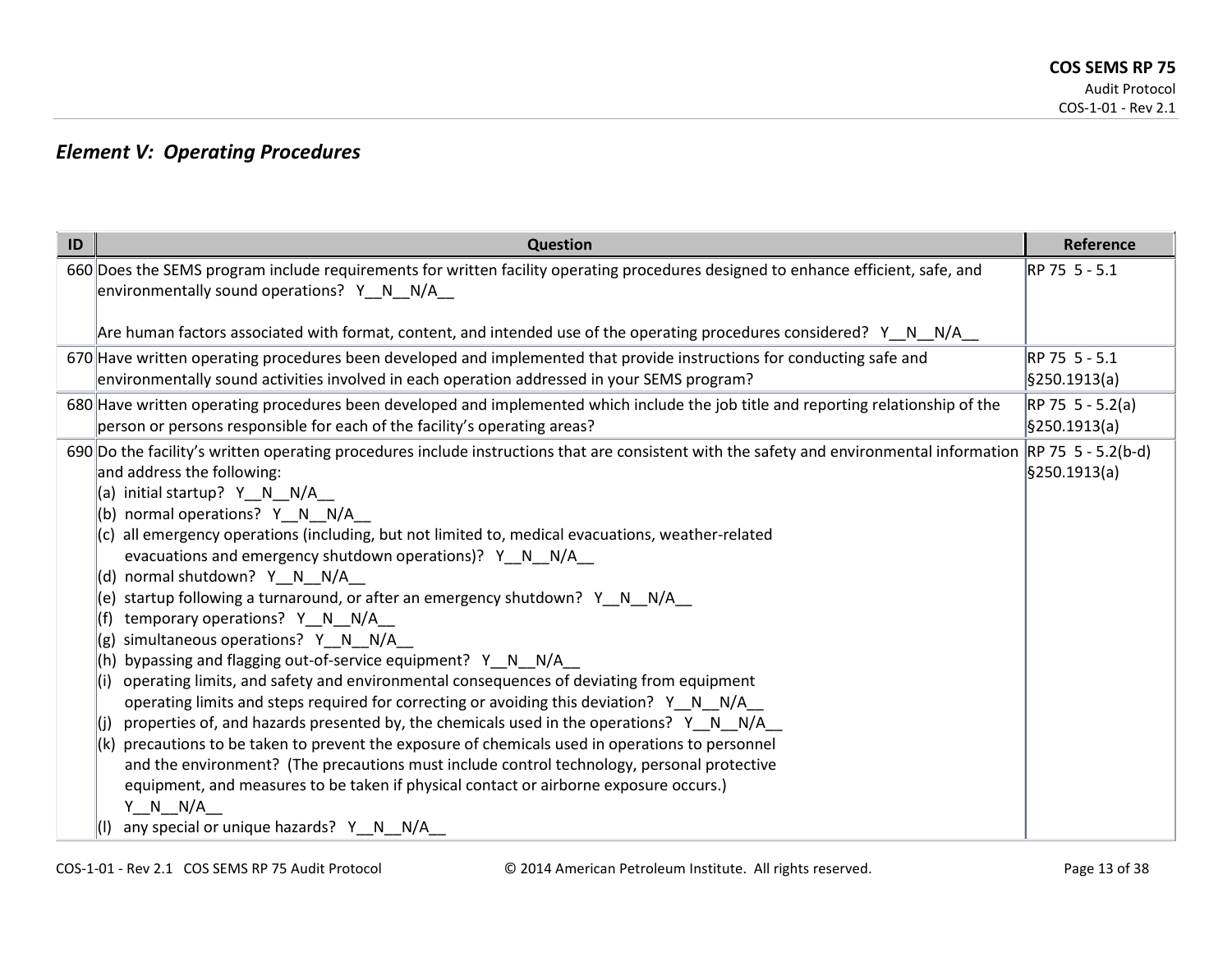## *Element V: Operating Procedures*

| ID | Question | Reference |
|---|---|---|
| 660 | Does the SEMS program include requirements for written facility operating procedures designed to enhance efficient, safe, and environmentally sound operations? Y__N__N/A__<br><br>Are human factors associated with format, content, and intended use of the operating procedures considered? Y__N__N/A__ | RP 75 5 - 5.1 |
| 670 | Have written operating procedures been developed and implemented that provide instructions for conducting safe and environmentally sound activities involved in each operation addressed in your SEMS program? | RP 75 5 - 5.1<br>§250.1913(a) |
| 680 | Have written operating procedures been developed and implemented which include the job title and reporting relationship of the person or persons responsible for each of the facility's operating areas? | RP 75 5 - 5.2(a)<br>§250.1913(a) |
| 690 | Do the facility's written operating procedures include instructions that are consistent with the safety and environmental information and address the following:<br>(a) initial startup? Y__N__N/A__<br>(b) normal operations? Y__N__N/A__<br>(c) all emergency operations (including, but not limited to, medical evacuations, weather-related evacuations and emergency shutdown operations)? Y__N__N/A__<br>(d) normal shutdown? Y__N__N/A__<br>(e) startup following a turnaround, or after an emergency shutdown? Y__N__N/A__<br>(f) temporary operations? Y__N__N/A__<br>(g) simultaneous operations? Y__N__N/A__<br>(h) bypassing and flagging out-of-service equipment? Y__N__N/A__<br>(i) operating limits, and safety and environmental consequences of deviating from equipment operating limits and steps required for correcting or avoiding this deviation? Y__N__N/A__<br>(j) properties of, and hazards presented by, the chemicals used in the operations? Y__N__N/A__<br>(k) precautions to be taken to prevent the exposure of chemicals used in operations to personnel and the environment? (The precautions must include control technology, personal protective equipment, and measures to be taken if physical contact or airborne exposure occurs.) Y__N__N/A__<br>(l) any special or unique hazards? Y__N__N/A__ | RP 75 5 - 5.2(b-d)<br>§250.1913(a) |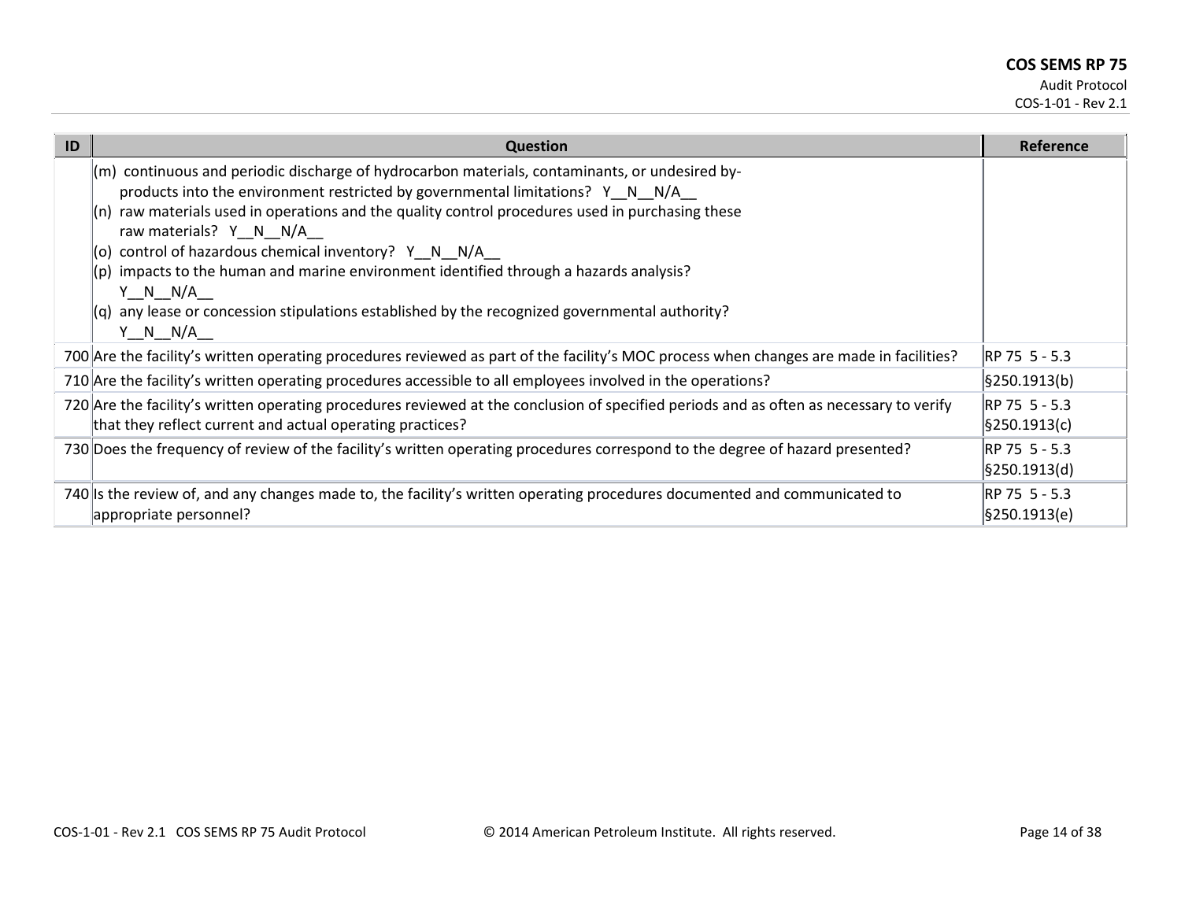| ID | Question | Reference |
|---|---|---|
| | (m) continuous and periodic discharge of hydrocarbon materials, contaminants, or undesired by-products into the environment restricted by governmental limitations? Y__N__N/A__<br>(n) raw materials used in operations and the quality control procedures used in purchasing these raw materials? Y__N__N/A__<br>(o) control of hazardous chemical inventory? Y__N__N/A__<br>(p) impacts to the human and marine environment identified through a hazards analysis? Y__N__N/A__<br>(q) any lease or concession stipulations established by the recognized governmental authority? Y__N__N/A__ | |
| 700 | Are the facility's written operating procedures reviewed as part of the facility's MOC process when changes are made in facilities? | RP 75 5 - 5.3 |
| 710 | Are the facility's written operating procedures accessible to all employees involved in the operations? | §250.1913(b) |
| 720 | Are the facility's written operating procedures reviewed at the conclusion of specified periods and as often as necessary to verify that they reflect current and actual operating practices? | RP 75 5 - 5.3<br>§250.1913(c) |
| 730 | Does the frequency of review of the facility's written operating procedures correspond to the degree of hazard presented? | RP 75 5 - 5.3<br>§250.1913(d) |
| 740 | Is the review of, and any changes made to, the facility's written operating procedures documented and communicated to appropriate personnel? | RP 75 5 - 5.3<br>§250.1913(e) |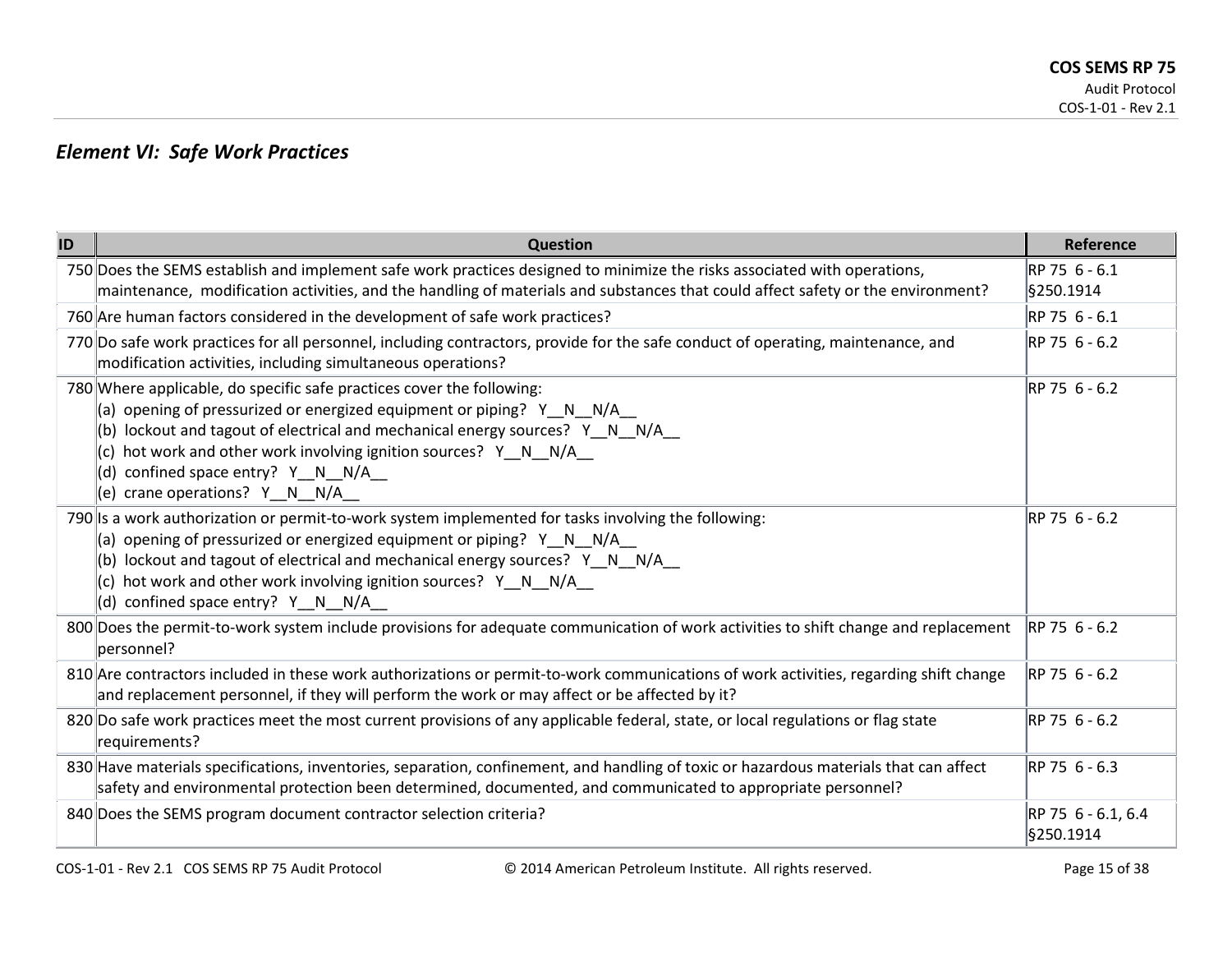## *Element VI: Safe Work Practices*

| ID | Question | Reference |
|---|---|---|
| 750 | Does the SEMS establish and implement safe work practices designed to minimize the risks associated with operations, maintenance, modification activities, and the handling of materials and substances that could affect safety or the environment? | RP 75 6 - 6.1<br>§250.1914 |
| 760 | Are human factors considered in the development of safe work practices? | RP 75 6 - 6.1 |
| 770 | Do safe work practices for all personnel, including contractors, provide for the safe conduct of operating, maintenance, and modification activities, including simultaneous operations? | RP 75 6 - 6.2 |
| 780 | Where applicable, do specific safe practices cover the following:<br>(a) opening of pressurized or energized equipment or piping? Y__N__N/A__<br>(b) lockout and tagout of electrical and mechanical energy sources? Y__N__N/A__<br>(c) hot work and other work involving ignition sources? Y__N__N/A__<br>(d) confined space entry? Y__N__N/A__<br>(e) crane operations? Y__N__N/A__ | RP 75 6 - 6.2 |
| 790 | Is a work authorization or permit-to-work system implemented for tasks involving the following:<br>(a) opening of pressurized or energized equipment or piping? Y__N__N/A__<br>(b) lockout and tagout of electrical and mechanical energy sources? Y__N__N/A__<br>(c) hot work and other work involving ignition sources? Y__N__N/A__<br>(d) confined space entry? Y__N__N/A__ | RP 75 6 - 6.2 |
| 800 | Does the permit-to-work system include provisions for adequate communication of work activities to shift change and replacement personnel? | RP 75 6 - 6.2 |
| 810 | Are contractors included in these work authorizations or permit-to-work communications of work activities, regarding shift change and replacement personnel, if they will perform the work or may affect or be affected by it? | RP 75 6 - 6.2 |
| 820 | Do safe work practices meet the most current provisions of any applicable federal, state, or local regulations or flag state requirements? | RP 75 6 - 6.2 |
| 830 | Have materials specifications, inventories, separation, confinement, and handling of toxic or hazardous materials that can affect safety and environmental protection been determined, documented, and communicated to appropriate personnel? | RP 75 6 - 6.3 |
| 840 | Does the SEMS program document contractor selection criteria? | RP 75 6 - 6.1, 6.4<br>§250.1914 |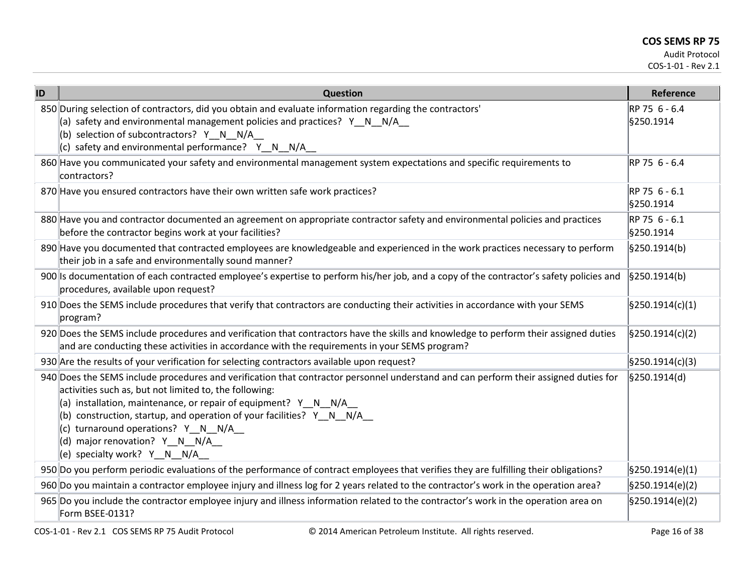| ID | Question | Reference |
|---|---|---|
| 850 | During selection of contractors, did you obtain and evaluate information regarding the contractors'<br>(a) safety and environmental management policies and practices? Y__N__N/A__<br>(b) selection of subcontractors? Y__N__N/A__<br>(c) safety and environmental performance? Y__N__N/A__ | RP 75 6 - 6.4<br>§250.1914 |
| 860 | Have you communicated your safety and environmental management system expectations and specific requirements to contractors? | RP 75 6 - 6.4 |
| 870 | Have you ensured contractors have their own written safe work practices? | RP 75 6 - 6.1<br>§250.1914 |
| 880 | Have you and contractor documented an agreement on appropriate contractor safety and environmental policies and practices before the contractor begins work at your facilities? | RP 75 6 - 6.1<br>§250.1914 |
| 890 | Have you documented that contracted employees are knowledgeable and experienced in the work practices necessary to perform their job in a safe and environmentally sound manner? | §250.1914(b) |
| 900 | Is documentation of each contracted employee's expertise to perform his/her job, and a copy of the contractor's safety policies and procedures, available upon request? | §250.1914(b) |
| 910 | Does the SEMS include procedures that verify that contractors are conducting their activities in accordance with your SEMS program? | §250.1914(c)(1) |
| 920 | Does the SEMS include procedures and verification that contractors have the skills and knowledge to perform their assigned duties and are conducting these activities in accordance with the requirements in your SEMS program? | §250.1914(c)(2) |
| 930 | Are the results of your verification for selecting contractors available upon request? | §250.1914(c)(3) |
| 940 | Does the SEMS include procedures and verification that contractor personnel understand and can perform their assigned duties for activities such as, but not limited to, the following:<br>(a) installation, maintenance, or repair of equipment? Y__N__N/A__<br>(b) construction, startup, and operation of your facilities? Y__N__N/A__<br>(c) turnaround operations? Y__N__N/A__<br>(d) major renovation? Y__N__N/A__<br>(e) specialty work? Y__N__N/A__ | §250.1914(d) |
| 950 | Do you perform periodic evaluations of the performance of contract employees that verifies they are fulfilling their obligations? | §250.1914(e)(1) |
| 960 | Do you maintain a contractor employee injury and illness log for 2 years related to the contractor's work in the operation area? | §250.1914(e)(2) |
| 965 | Do you include the contractor employee injury and illness information related to the contractor's work in the operation area on Form BSEE-0131? | §250.1914(e)(2) |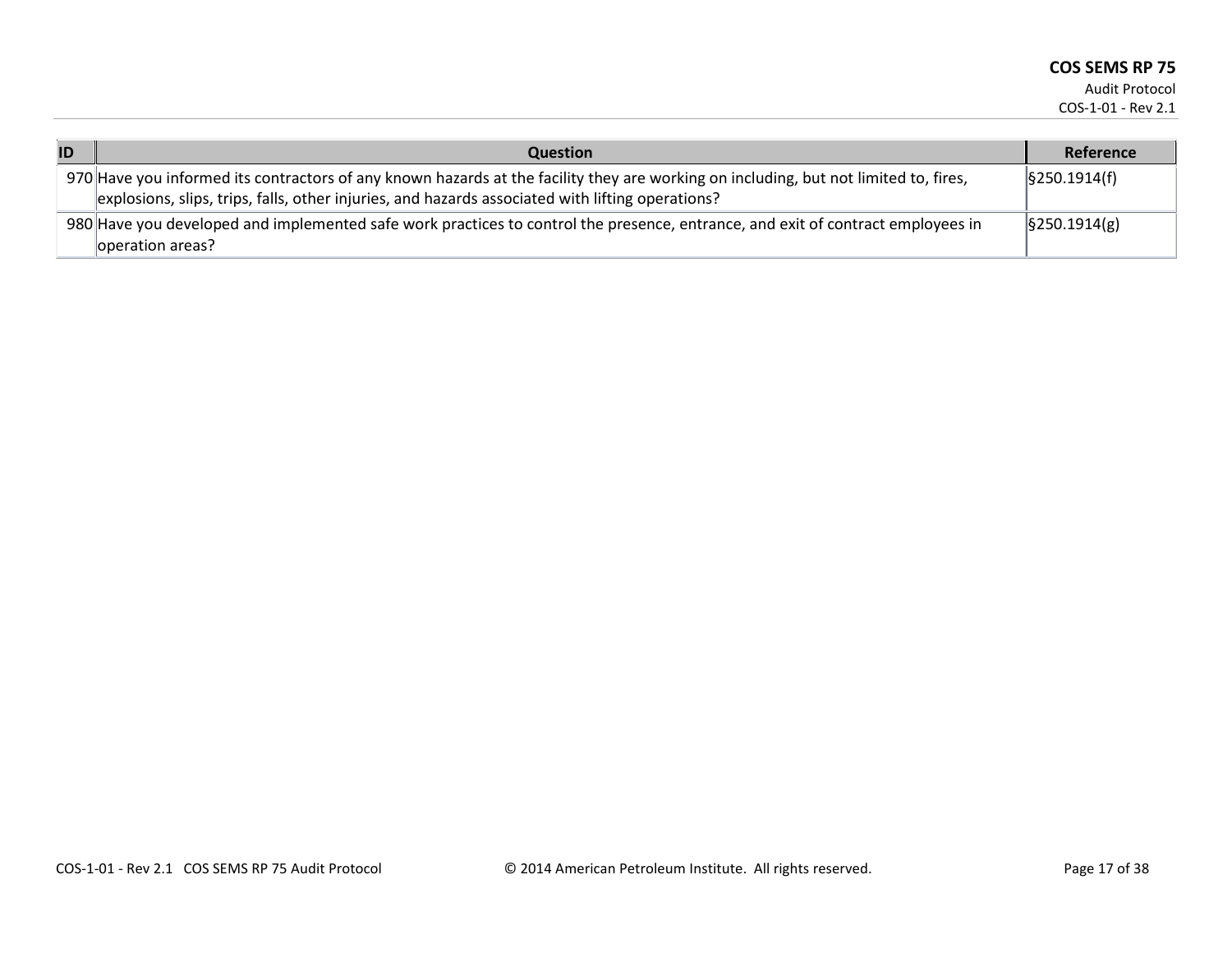| ID | Question | Reference |
|---|---|---|
| 970 | Have you informed its contractors of any known hazards at the facility they are working on including, but not limited to, fires, explosions, slips, trips, falls, other injuries, and hazards associated with lifting operations? | §250.1914(f) |
| 980 | Have you developed and implemented safe work practices to control the presence, entrance, and exit of contract employees in operation areas? | §250.1914(g) |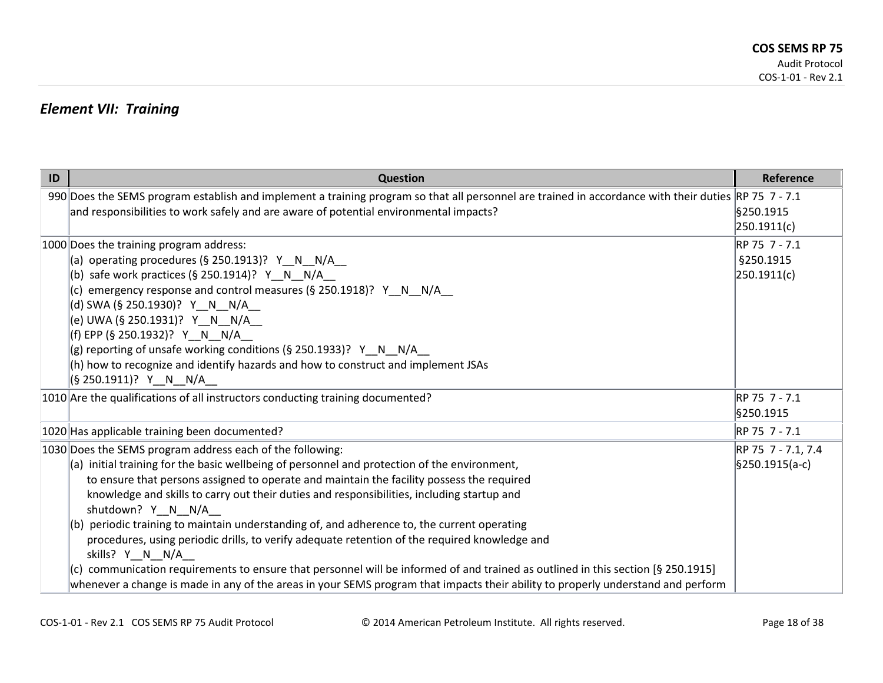## *Element VII: Training*

| ID | Question | Reference |
| --- | --- | --- |
| 990 | Does the SEMS program establish and implement a training program so that all personnel are trained in accordance with their duties and responsibilities to work safely and are aware of potential environmental impacts? | RP 75 7 - 7.1<br>§250.1915<br>250.1911(c) |
| 1000 | Does the training program address:<br>(a) operating procedures (§ 250.1913)? Y__N__N/A__<br>(b) safe work practices (§ 250.1914)? Y__N__N/A__<br>(c) emergency response and control measures (§ 250.1918)? Y__N__N/A__<br>(d) SWA (§ 250.1930)? Y__N__N/A__<br>(e) UWA (§ 250.1931)? Y__N__N/A__<br>(f) EPP (§ 250.1932)? Y__N__N/A__<br>(g) reporting of unsafe working conditions (§ 250.1933)? Y__N__N/A__<br>(h) how to recognize and identify hazards and how to construct and implement JSAs (§ 250.1911)? Y__N__N/A__ | RP 75 7 - 7.1<br>§250.1915<br>250.1911(c) |
| 1010 | Are the qualifications of all instructors conducting training documented? | RP 75 7 - 7.1<br>§250.1915 |
| 1020 | Has applicable training been documented? | RP 75 7 - 7.1 |
| 1030 | Does the SEMS program address each of the following:<br>(a) initial training for the basic wellbeing of personnel and protection of the environment, to ensure that persons assigned to operate and maintain the facility possess the required knowledge and skills to carry out their duties and responsibilities, including startup and shutdown? Y__N__N/A__<br>(b) periodic training to maintain understanding of, and adherence to, the current operating procedures, using periodic drills, to verify adequate retention of the required knowledge and skills? Y__N__N/A__<br>(c) communication requirements to ensure that personnel will be informed of and trained as outlined in this section [§ 250.1915] whenever a change is made in any of the areas in your SEMS program that impacts their ability to properly understand and perform | RP 75 7 - 7.1, 7.4<br>§250.1915(a-c) |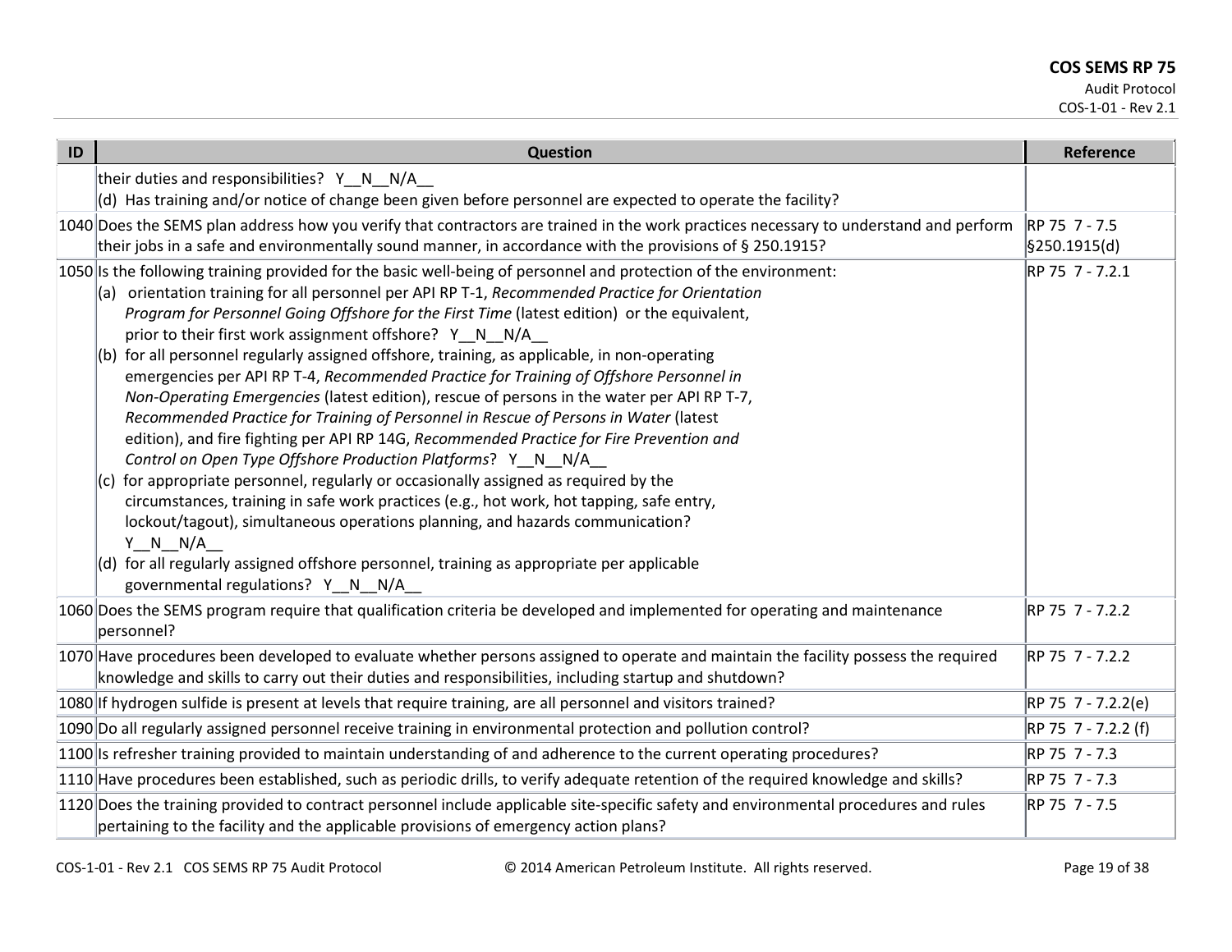| ID | Question | Reference |
|---|---|---|
| | their duties and responsibilities? Y__N__N/A__ <br>(d) Has training and/or notice of change been given before personnel are expected to operate the facility? | |
| 1040 | Does the SEMS plan address how you verify that contractors are trained in the work practices necessary to understand and perform their jobs in a safe and environmentally sound manner, in accordance with the provisions of § 250.1915? | RP 75 7 - 7.5 <br>§250.1915(d) |
| 1050 | Is the following training provided for the basic well-being of personnel and protection of the environment: <br>(a) orientation training for all personnel per API RP T-1, *Recommended Practice for Orientation Program for Personnel Going Offshore for the First Time* (latest edition) or the equivalent, prior to their first work assignment offshore? Y__N__N/A__ <br>(b) for all personnel regularly assigned offshore, training, as applicable, in non-operating emergencies per API RP T-4, *Recommended Practice for Training of Offshore Personnel in Non-Operating Emergencies* (latest edition), rescue of persons in the water per API RP T-7, *Recommended Practice for Training of Personnel in Rescue of Persons in Water* (latest edition), and fire fighting per API RP 14G, *Recommended Practice for Fire Prevention and Control on Open Type Offshore Production Platforms*? Y__N__N/A__ <br>(c) for appropriate personnel, regularly or occasionally assigned as required by the circumstances, training in safe work practices (e.g., hot work, hot tapping, safe entry, lockout/tagout), simultaneous operations planning, and hazards communication? Y__N__N/A__ <br>(d) for all regularly assigned offshore personnel, training as appropriate per applicable governmental regulations? Y__N__N/A__ | RP 75 7 - 7.2.1 |
| 1060 | Does the SEMS program require that qualification criteria be developed and implemented for operating and maintenance personnel? | RP 75 7 - 7.2.2 |
| 1070 | Have procedures been developed to evaluate whether persons assigned to operate and maintain the facility possess the required knowledge and skills to carry out their duties and responsibilities, including startup and shutdown? | RP 75 7 - 7.2.2 |
| 1080 | If hydrogen sulfide is present at levels that require training, are all personnel and visitors trained? | RP 75 7 - 7.2.2(e) |
| 1090 | Do all regularly assigned personnel receive training in environmental protection and pollution control? | RP 75 7 - 7.2.2 (f) |
| 1100 | Is refresher training provided to maintain understanding of and adherence to the current operating procedures? | RP 75 7 - 7.3 |
| 1110 | Have procedures been established, such as periodic drills, to verify adequate retention of the required knowledge and skills? | RP 75 7 - 7.3 |
| 1120 | Does the training provided to contract personnel include applicable site-specific safety and environmental procedures and rules pertaining to the facility and the applicable provisions of emergency action plans? | RP 75 7 - 7.5 |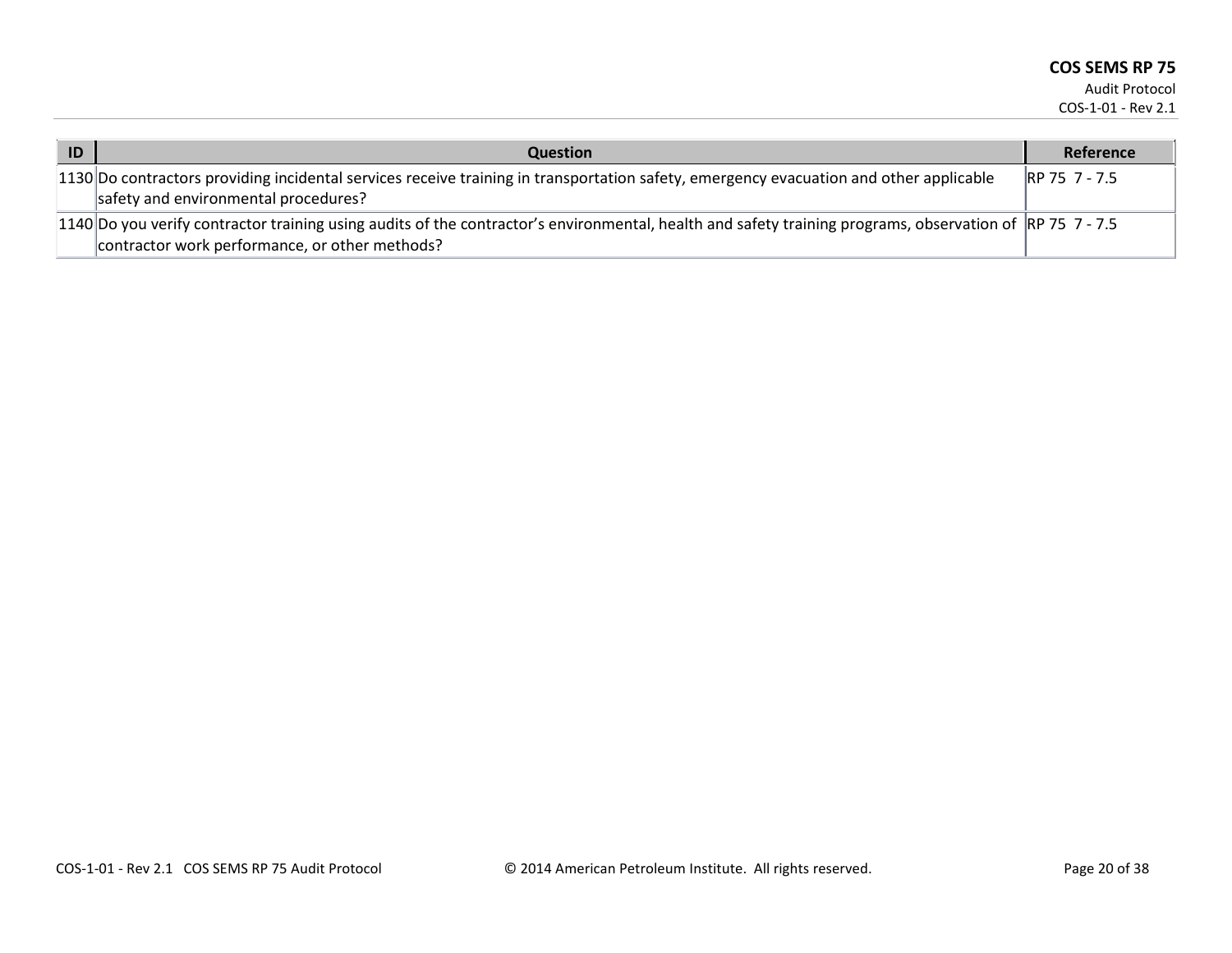| ID | Question | Reference |
|---|---|---|
| 1130 | Do contractors providing incidental services receive training in transportation safety, emergency evacuation and other applicable safety and environmental procedures? | RP 75 7 - 7.5 |
| 1140 | Do you verify contractor training using audits of the contractor's environmental, health and safety training programs, observation of contractor work performance, or other methods? | RP 75 7 - 7.5 |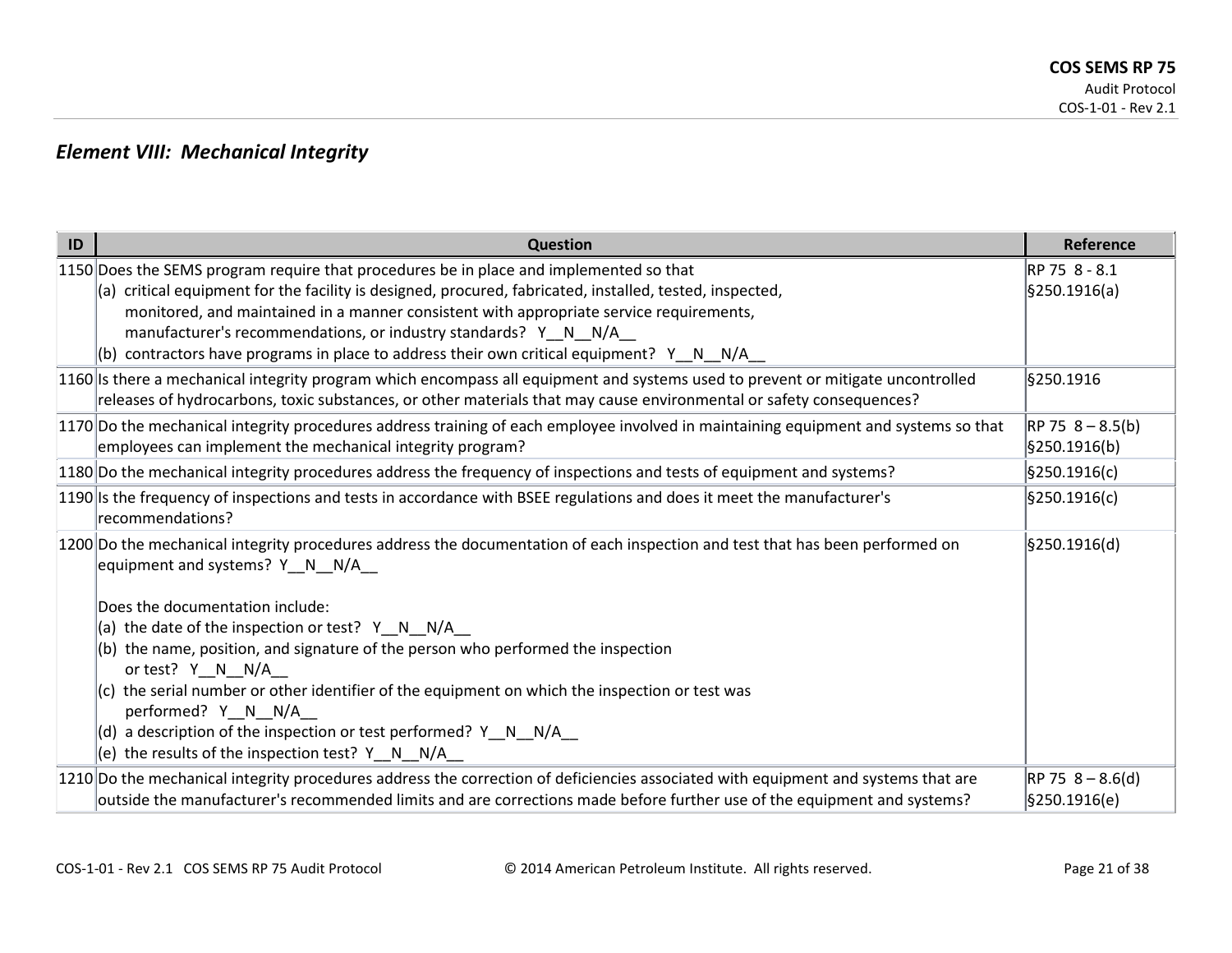## *Element VIII: Mechanical Integrity*

| ID | Question | Reference |
|---|---|---|
| 1150 | Does the SEMS program require that procedures be in place and implemented so that<br>(a) critical equipment for the facility is designed, procured, fabricated, installed, tested, inspected, monitored, and maintained in a manner consistent with appropriate service requirements, manufacturer's recommendations, or industry standards? Y__N__N/A__<br>(b) contractors have programs in place to address their own critical equipment? Y__N__N/A__ | RP 75 8 - 8.1<br>§250.1916(a) |
| 1160 | Is there a mechanical integrity program which encompass all equipment and systems used to prevent or mitigate uncontrolled releases of hydrocarbons, toxic substances, or other materials that may cause environmental or safety consequences? | §250.1916 |
| 1170 | Do the mechanical integrity procedures address training of each employee involved in maintaining equipment and systems so that employees can implement the mechanical integrity program? | RP 75 8 – 8.5(b)<br>§250.1916(b) |
| 1180 | Do the mechanical integrity procedures address the frequency of inspections and tests of equipment and systems? | §250.1916(c) |
| 1190 | Is the frequency of inspections and tests in accordance with BSEE regulations and does it meet the manufacturer's recommendations? | §250.1916(c) |
| 1200 | Do the mechanical integrity procedures address the documentation of each inspection and test that has been performed on equipment and systems? Y__N__N/A__<br><br>Does the documentation include:<br>(a) the date of the inspection or test? Y__N__N/A__<br>(b) the name, position, and signature of the person who performed the inspection or test? Y__N__N/A__<br>(c) the serial number or other identifier of the equipment on which the inspection or test was performed? Y__N__N/A__<br>(d) a description of the inspection or test performed? Y__N__N/A__<br>(e) the results of the inspection test? Y__N__N/A__ | §250.1916(d) |
| 1210 | Do the mechanical integrity procedures address the correction of deficiencies associated with equipment and systems that are outside the manufacturer's recommended limits and are corrections made before further use of the equipment and systems? | RP 75 8 – 8.6(d)<br>§250.1916(e) |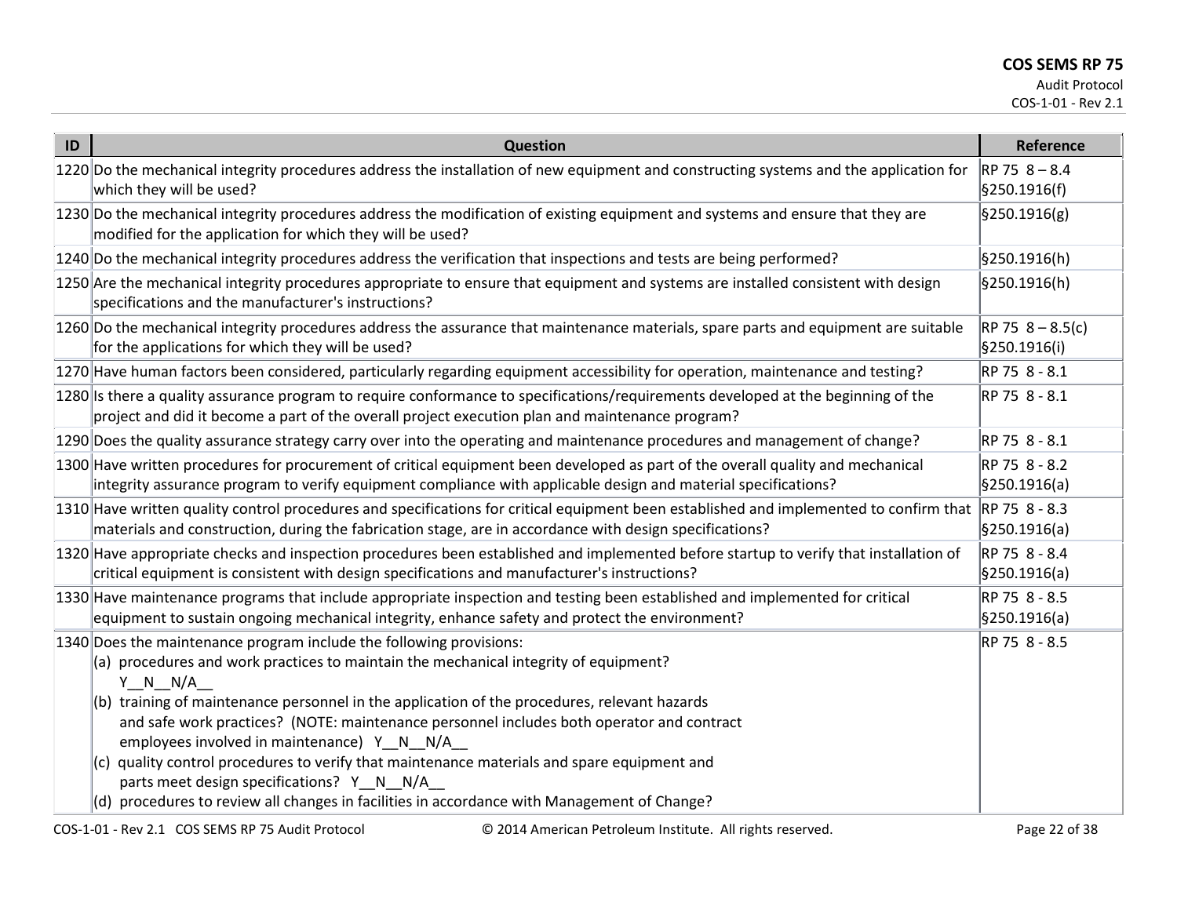| ID | Question | Reference |
|---|---|---|
| 1220 | Do the mechanical integrity procedures address the installation of new equipment and constructing systems and the application for which they will be used? | RP 75 8 – 8.4<br>§250.1916(f) |
| 1230 | Do the mechanical integrity procedures address the modification of existing equipment and systems and ensure that they are modified for the application for which they will be used? | §250.1916(g) |
| 1240 | Do the mechanical integrity procedures address the verification that inspections and tests are being performed? | §250.1916(h) |
| 1250 | Are the mechanical integrity procedures appropriate to ensure that equipment and systems are installed consistent with design specifications and the manufacturer's instructions? | §250.1916(h) |
| 1260 | Do the mechanical integrity procedures address the assurance that maintenance materials, spare parts and equipment are suitable for the applications for which they will be used? | RP 75 8 – 8.5(c)<br>§250.1916(i) |
| 1270 | Have human factors been considered, particularly regarding equipment accessibility for operation, maintenance and testing? | RP 75 8 - 8.1 |
| 1280 | Is there a quality assurance program to require conformance to specifications/requirements developed at the beginning of the project and did it become a part of the overall project execution plan and maintenance program? | RP 75 8 - 8.1 |
| 1290 | Does the quality assurance strategy carry over into the operating and maintenance procedures and management of change? | RP 75 8 - 8.1 |
| 1300 | Have written procedures for procurement of critical equipment been developed as part of the overall quality and mechanical integrity assurance program to verify equipment compliance with applicable design and material specifications? | RP 75 8 - 8.2<br>§250.1916(a) |
| 1310 | Have written quality control procedures and specifications for critical equipment been established and implemented to confirm that materials and construction, during the fabrication stage, are in accordance with design specifications? | RP 75 8 - 8.3<br>§250.1916(a) |
| 1320 | Have appropriate checks and inspection procedures been established and implemented before startup to verify that installation of critical equipment is consistent with design specifications and manufacturer's instructions? | RP 75 8 - 8.4<br>§250.1916(a) |
| 1330 | Have maintenance programs that include appropriate inspection and testing been established and implemented for critical equipment to sustain ongoing mechanical integrity, enhance safety and protect the environment? | RP 75 8 - 8.5<br>§250.1916(a) |
| 1340 | Does the maintenance program include the following provisions:<br>(a) procedures and work practices to maintain the mechanical integrity of equipment? Y__N__N/A__<br>(b) training of maintenance personnel in the application of the procedures, relevant hazards and safe work practices? (NOTE: maintenance personnel includes both operator and contract employees involved in maintenance) Y__N__N/A__<br>(c) quality control procedures to verify that maintenance materials and spare equipment and parts meet design specifications? Y__N__N/A__<br>(d) procedures to review all changes in facilities in accordance with Management of Change? | RP 75 8 - 8.5 |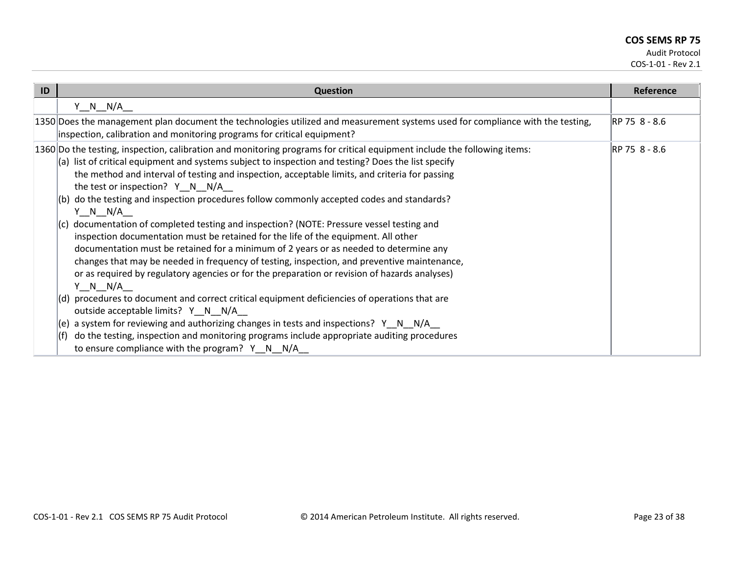| ID | Question | Reference |
|---|---|---|
| | Y__N__N/A__ | |
| 1350 | Does the management plan document the technologies utilized and measurement systems used for compliance with the testing, inspection, calibration and monitoring programs for critical equipment? | RP 75 8 - 8.6 |
| 1360 | Do the testing, inspection, calibration and monitoring programs for critical equipment include the following items:<br>(a) list of critical equipment and systems subject to inspection and testing? Does the list specify the method and interval of testing and inspection, acceptable limits, and criteria for passing the test or inspection? Y__N__N/A__<br>(b) do the testing and inspection procedures follow commonly accepted codes and standards? Y__N__N/A__<br>(c) documentation of completed testing and inspection? (NOTE: Pressure vessel testing and inspection documentation must be retained for the life of the equipment. All other documentation must be retained for a minimum of 2 years or as needed to determine any changes that may be needed in frequency of testing, inspection, and preventive maintenance, or as required by regulatory agencies or for the preparation or revision of hazards analyses) Y__N__N/A__<br>(d) procedures to document and correct critical equipment deficiencies of operations that are outside acceptable limits? Y__N__N/A__<br>(e) a system for reviewing and authorizing changes in tests and inspections? Y__N__N/A__<br>(f) do the testing, inspection and monitoring programs include appropriate auditing procedures to ensure compliance with the program? Y__N__N/A__ | RP 75 8 - 8.6 |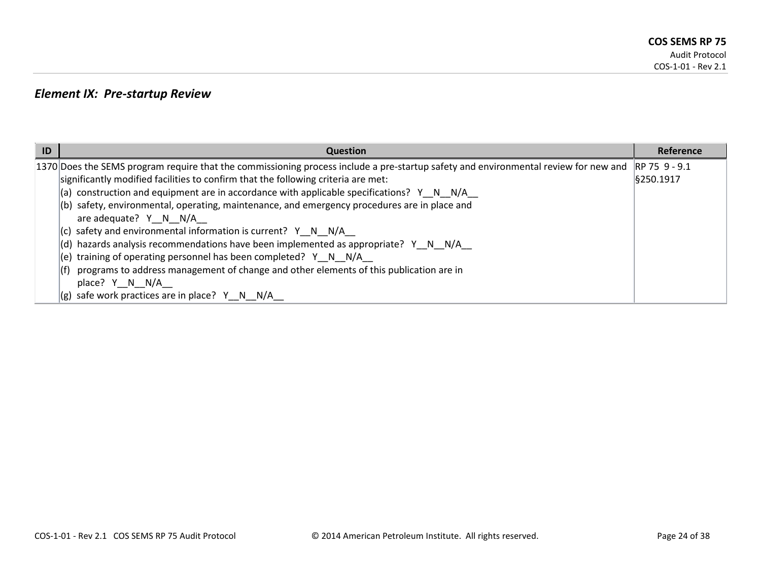## *Element IX: Pre-startup Review*

| ID | Question | Reference |
|---|---|---|
| 1370 | Does the SEMS program require that the commissioning process include a pre-startup safety and environmental review for new and significantly modified facilities to confirm that the following criteria are met:<br>(a) construction and equipment are in accordance with applicable specifications? Y__N__N/A__<br>(b) safety, environmental, operating, maintenance, and emergency procedures are in place and are adequate? Y__N__N/A__<br>(c) safety and environmental information is current? Y__N__N/A__<br>(d) hazards analysis recommendations have been implemented as appropriate? Y__N__N/A__<br>(e) training of operating personnel has been completed? Y__N__N/A__<br>(f) programs to address management of change and other elements of this publication are in place? Y__N__N/A__<br>(g) safe work practices are in place? Y__N__N/A__ | RP 75 9 - 9.1<br>§250.1917 |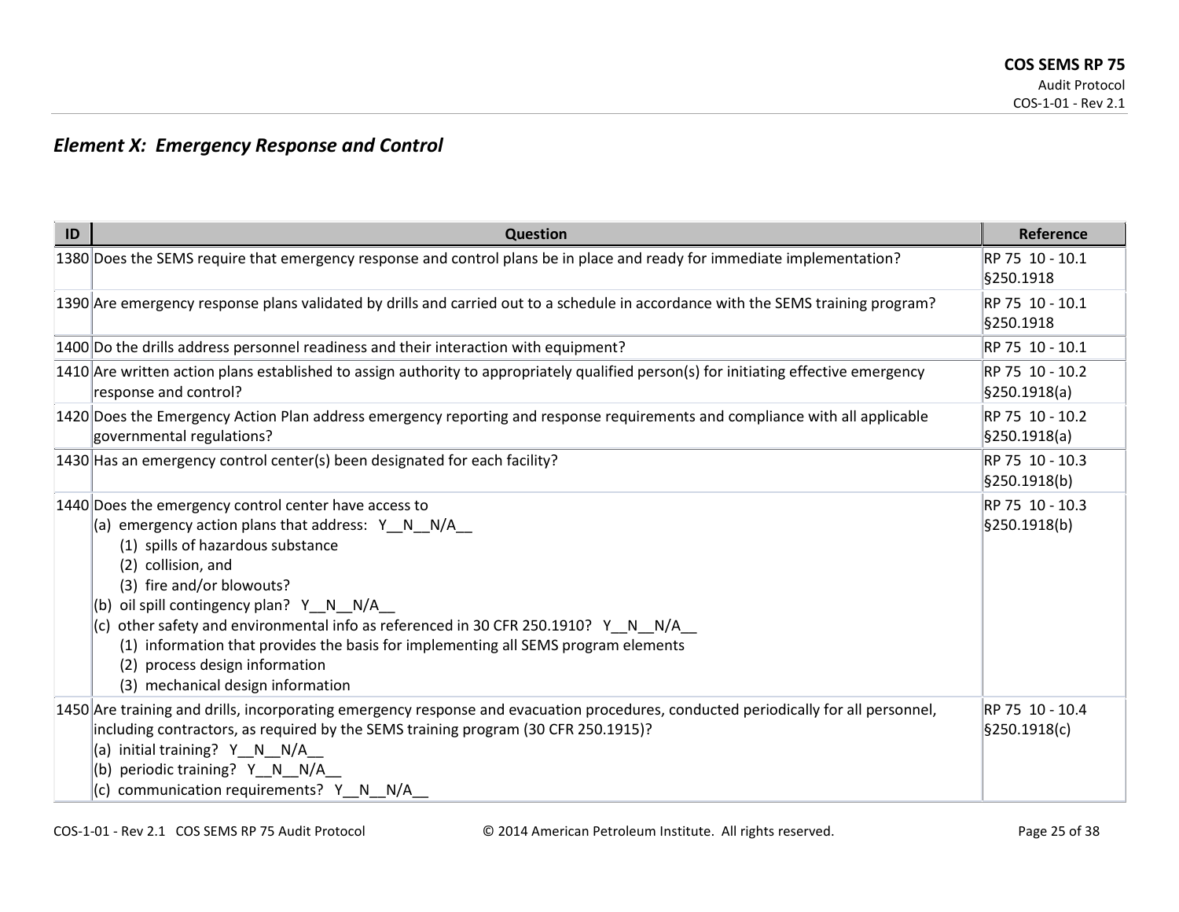## *Element X: Emergency Response and Control*

| ID | Question | Reference |
|---|---|---|
| 1380 | Does the SEMS require that emergency response and control plans be in place and ready for immediate implementation? | RP 75 10 - 10.1<br>§250.1918 |
| 1390 | Are emergency response plans validated by drills and carried out to a schedule in accordance with the SEMS training program? | RP 75 10 - 10.1<br>§250.1918 |
| 1400 | Do the drills address personnel readiness and their interaction with equipment? | RP 75 10 - 10.1 |
| 1410 | Are written action plans established to assign authority to appropriately qualified person(s) for initiating effective emergency response and control? | RP 75 10 - 10.2<br>§250.1918(a) |
| 1420 | Does the Emergency Action Plan address emergency reporting and response requirements and compliance with all applicable governmental regulations? | RP 75 10 - 10.2<br>§250.1918(a) |
| 1430 | Has an emergency control center(s) been designated for each facility? | RP 75 10 - 10.3<br>§250.1918(b) |
| 1440 | Does the emergency control center have access to<br>(a) emergency action plans that address: Y__N__N/A__<br>(1) spills of hazardous substance<br>(2) collision, and<br>(3) fire and/or blowouts?<br>(b) oil spill contingency plan? Y__N__N/A__<br>(c) other safety and environmental info as referenced in 30 CFR 250.1910? Y__N__N/A__<br>(1) information that provides the basis for implementing all SEMS program elements<br>(2) process design information<br>(3) mechanical design information | RP 75 10 - 10.3<br>§250.1918(b) |
| 1450 | Are training and drills, incorporating emergency response and evacuation procedures, conducted periodically for all personnel, including contractors, as required by the SEMS training program (30 CFR 250.1915)?<br>(a) initial training? Y__N__N/A__<br>(b) periodic training? Y__N__N/A__<br>(c) communication requirements? Y__N__N/A__ | RP 75 10 - 10.4<br>§250.1918(c) |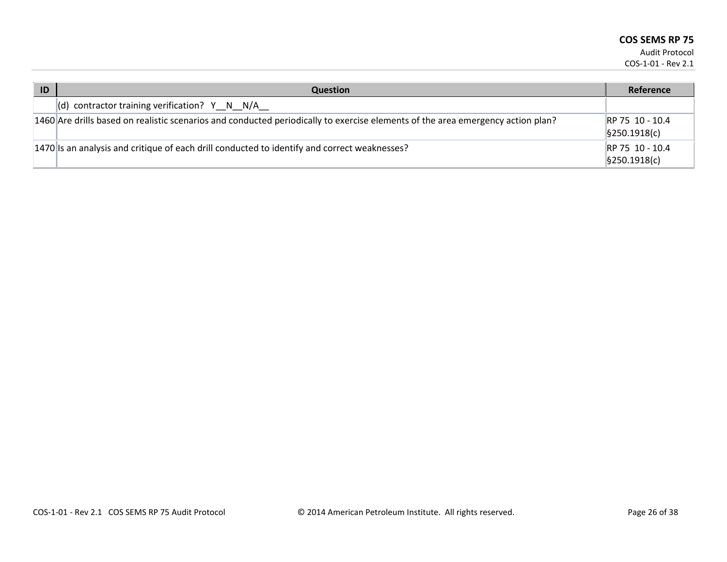| ID | Question | Reference |
|---|---|---|
| | (d) contractor training verification? Y__N__N/A__ | |
| 1460 | Are drills based on realistic scenarios and conducted periodically to exercise elements of the area emergency action plan? | RP 75 10 - 10.4 §250.1918(c) |
| 1470 | Is an analysis and critique of each drill conducted to identify and correct weaknesses? | RP 75 10 - 10.4 §250.1918(c) |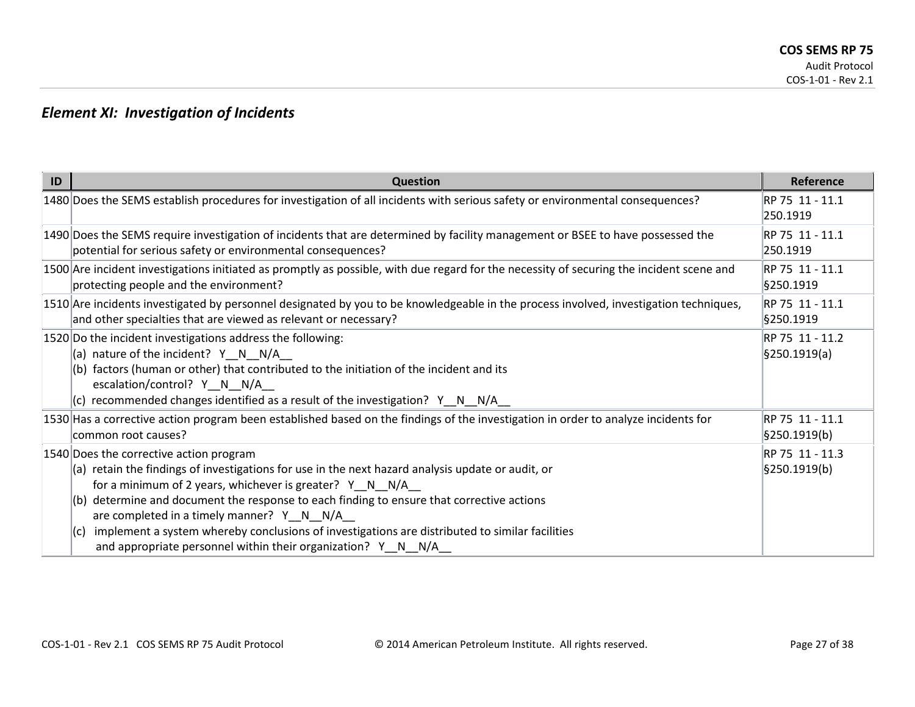## *Element XI: Investigation of Incidents*

| ID | Question | Reference |
|---|---|---|
| 1480 | Does the SEMS establish procedures for investigation of all incidents with serious safety or environmental consequences? | RP 75 11 - 11.1<br>250.1919 |
| 1490 | Does the SEMS require investigation of incidents that are determined by facility management or BSEE to have possessed the potential for serious safety or environmental consequences? | RP 75 11 - 11.1<br>250.1919 |
| 1500 | Are incident investigations initiated as promptly as possible, with due regard for the necessity of securing the incident scene and protecting people and the environment? | RP 75 11 - 11.1<br>§250.1919 |
| 1510 | Are incidents investigated by personnel designated by you to be knowledgeable in the process involved, investigation techniques, and other specialties that are viewed as relevant or necessary? | RP 75 11 - 11.1<br>§250.1919 |
| 1520 | Do the incident investigations address the following:<br>(a) nature of the incident? Y__N__N/A__<br>(b) factors (human or other) that contributed to the initiation of the incident and its escalation/control? Y__N__N/A__<br>(c) recommended changes identified as a result of the investigation? Y__N__N/A__ | RP 75 11 - 11.2<br>§250.1919(a) |
| 1530 | Has a corrective action program been established based on the findings of the investigation in order to analyze incidents for common root causes? | RP 75 11 - 11.1<br>§250.1919(b) |
| 1540 | Does the corrective action program<br>(a) retain the findings of investigations for use in the next hazard analysis update or audit, or for a minimum of 2 years, whichever is greater? Y__N__N/A__<br>(b) determine and document the response to each finding to ensure that corrective actions are completed in a timely manner? Y__N__N/A__<br>(c) implement a system whereby conclusions of investigations are distributed to similar facilities and appropriate personnel within their organization? Y__N__N/A__ | RP 75 11 - 11.3<br>§250.1919(b) |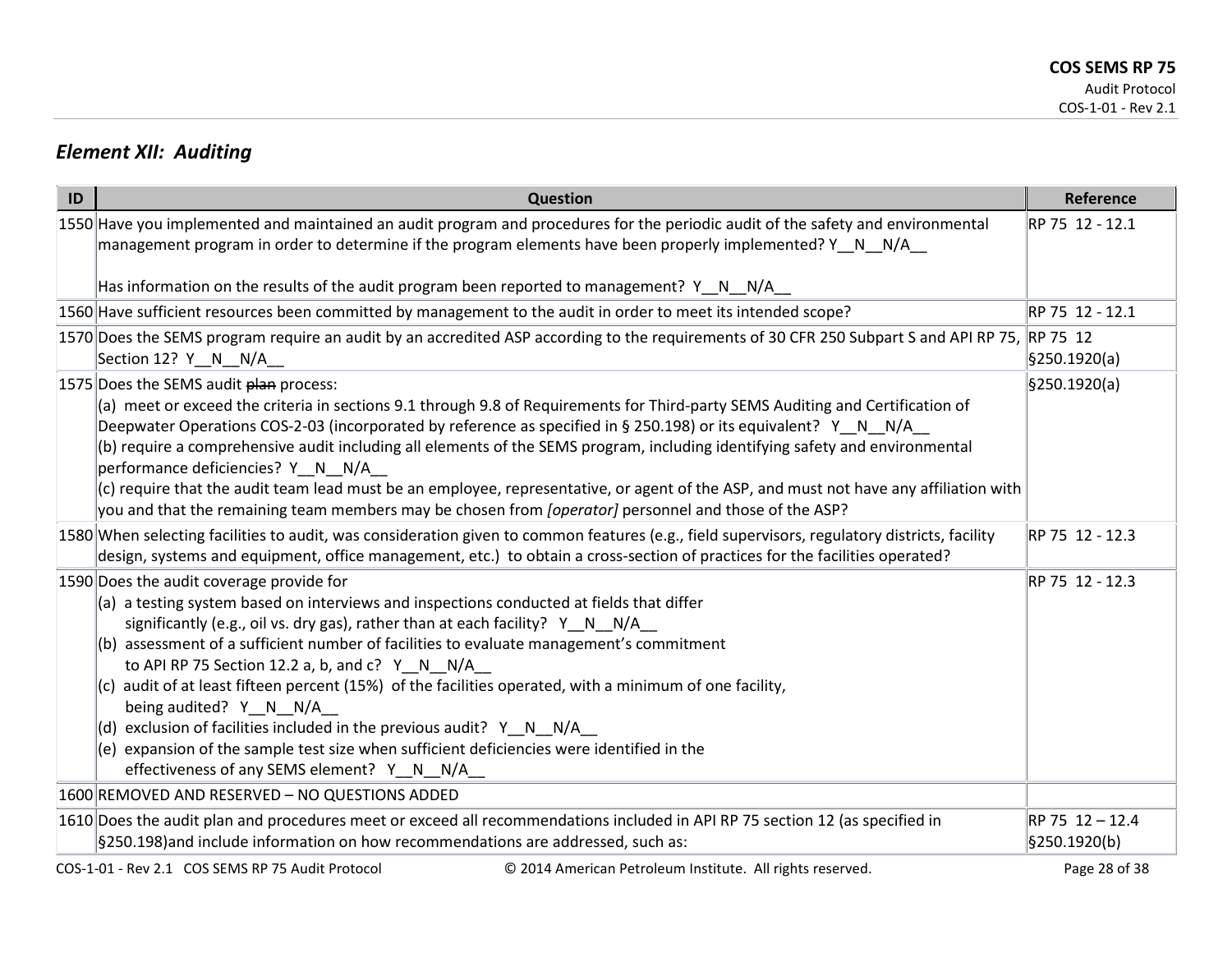## *Element XII: Auditing*

| ID | Question | Reference |
|---|---|---|
| 1550 | Have you implemented and maintained an audit program and procedures for the periodic audit of the safety and environmental management program in order to determine if the program elements have been properly implemented? Y__N__N/A__<br><br>Has information on the results of the audit program been reported to management? Y__N__N/A__ | RP 75 12 - 12.1 |
| 1560 | Have sufficient resources been committed by management to the audit in order to meet its intended scope? | RP 75 12 - 12.1 |
| 1570 | Does the SEMS program require an audit by an accredited ASP according to the requirements of 30 CFR 250 Subpart S and API RP 75, Section 12? Y__N__N/A__ | RP 75 12<br>§250.1920(a) |
| 1575 | Does the SEMS audit ~~plan~~ process:<br>(a) meet or exceed the criteria in sections 9.1 through 9.8 of Requirements for Third-party SEMS Auditing and Certification of Deepwater Operations COS-2-03 (incorporated by reference as specified in § 250.198) or its equivalent? Y__N__N/A__<br>(b) require a comprehensive audit including all elements of the SEMS program, including identifying safety and environmental performance deficiencies? Y__N__N/A__<br>(c) require that the audit team lead must be an employee, representative, or agent of the ASP, and must not have any affiliation with you and that the remaining team members may be chosen from *[operator]* personnel and those of the ASP? | §250.1920(a) |
| 1580 | When selecting facilities to audit, was consideration given to common features (e.g., field supervisors, regulatory districts, facility design, systems and equipment, office management, etc.) to obtain a cross-section of practices for the facilities operated? | RP 75 12 - 12.3 |
| 1590 | Does the audit coverage provide for<br>(a) a testing system based on interviews and inspections conducted at fields that differ significantly (e.g., oil vs. dry gas), rather than at each facility? Y__N__N/A__<br>(b) assessment of a sufficient number of facilities to evaluate management's commitment to API RP 75 Section 12.2 a, b, and c? Y__N__N/A__<br>(c) audit of at least fifteen percent (15%) of the facilities operated, with a minimum of one facility, being audited? Y__N__N/A__<br>(d) exclusion of facilities included in the previous audit? Y__N__N/A__<br>(e) expansion of the sample test size when sufficient deficiencies were identified in the effectiveness of any SEMS element? Y__N__N/A__ | RP 75 12 - 12.3 |
| 1600 | REMOVED AND RESERVED – NO QUESTIONS ADDED | |
| 1610 | Does the audit plan and procedures meet or exceed all recommendations included in API RP 75 section 12 (as specified in §250.198)and include information on how recommendations are addressed, such as: | RP 75 12 – 12.4<br>§250.1920(b) |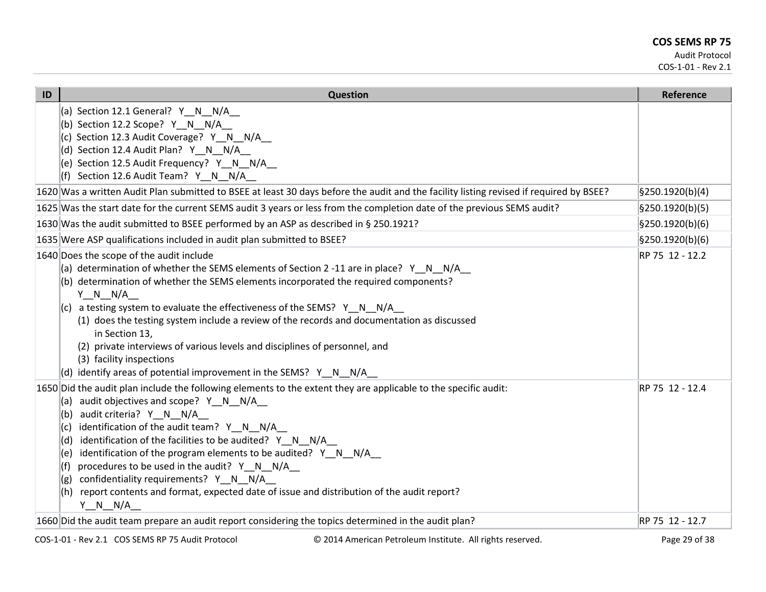| ID | Question | Reference |
|---|---|---|
| | (a) Section 12.1 General? Y__N__N/A__<br>(b) Section 12.2 Scope? Y__N__N/A__<br>(c) Section 12.3 Audit Coverage? Y__N__N/A__<br>(d) Section 12.4 Audit Plan? Y__N__N/A__<br>(e) Section 12.5 Audit Frequency? Y__N__N/A__<br>(f) Section 12.6 Audit Team? Y__N__N/A__ | |
| 1620 | Was a written Audit Plan submitted to BSEE at least 30 days before the audit and the facility listing revised if required by BSEE? | §250.1920(b)(4) |
| 1625 | Was the start date for the current SEMS audit 3 years or less from the completion date of the previous SEMS audit? | §250.1920(b)(5) |
| 1630 | Was the audit submitted to BSEE performed by an ASP as described in § 250.1921? | §250.1920(b)(6) |
| 1635 | Were ASP qualifications included in audit plan submitted to BSEE? | §250.1920(b)(6) |
| 1640 | Does the scope of the audit include<br>(a) determination of whether the SEMS elements of Section 2 -11 are in place? Y__N__N/A__<br>(b) determination of whether the SEMS elements incorporated the required components? Y__N__N/A__<br>(c) a testing system to evaluate the effectiveness of the SEMS? Y__N__N/A__<br>(1) does the testing system include a review of the records and documentation as discussed in Section 13,<br>(2) private interviews of various levels and disciplines of personnel, and<br>(3) facility inspections<br>(d) identify areas of potential improvement in the SEMS? Y__N__N/A__ | RP 75 12 - 12.2 |
| 1650 | Did the audit plan include the following elements to the extent they are applicable to the specific audit:<br>(a) audit objectives and scope? Y__N__N/A__<br>(b) audit criteria? Y__N__N/A__<br>(c) identification of the audit team? Y__N__N/A__<br>(d) identification of the facilities to be audited? Y__N__N/A__<br>(e) identification of the program elements to be audited? Y__N__N/A__<br>(f) procedures to be used in the audit? Y__N__N/A__<br>(g) confidentiality requirements? Y__N__N/A__<br>(h) report contents and format, expected date of issue and distribution of the audit report? Y__N__N/A__ | RP 75 12 - 12.4 |
| 1660 | Did the audit team prepare an audit report considering the topics determined in the audit plan? | RP 75 12 - 12.7 |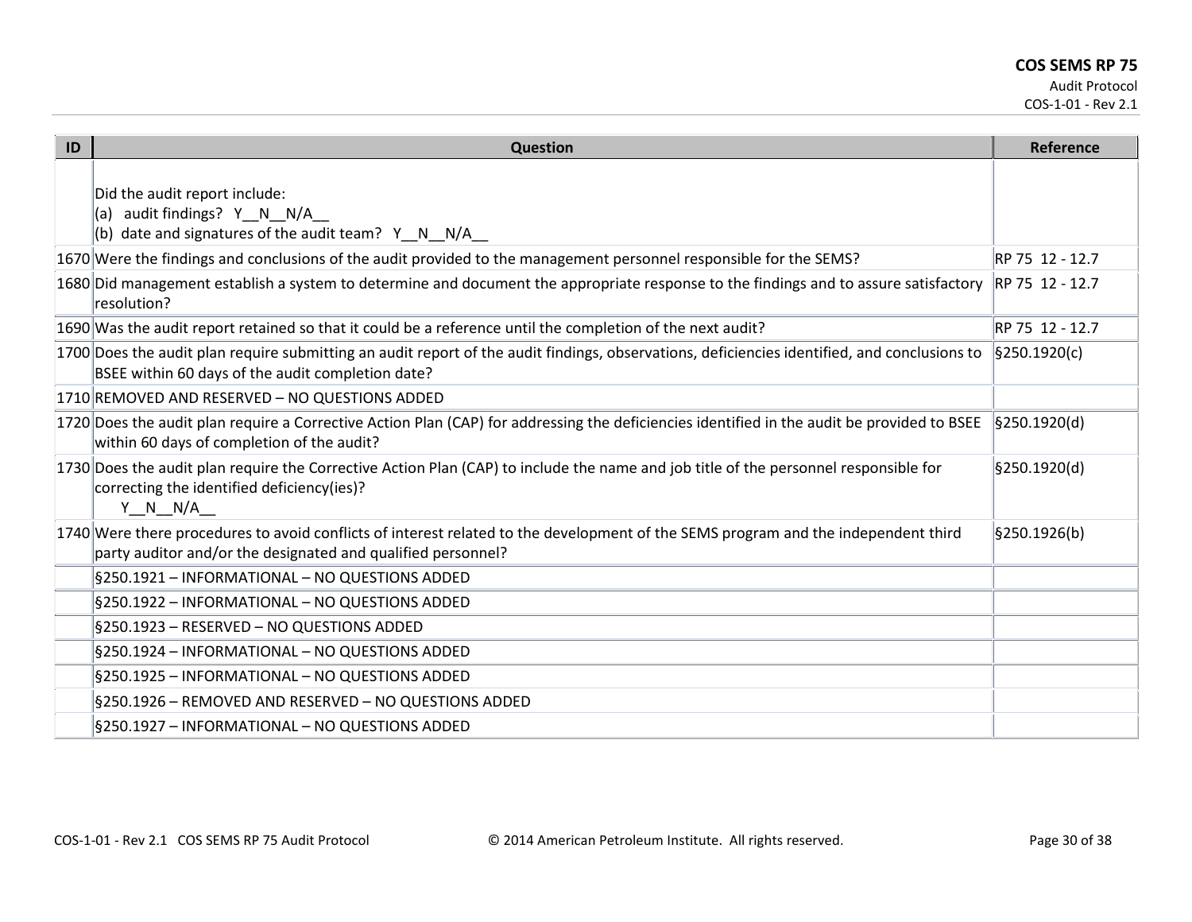| ID | Question | Reference |
|---|---|---|
| | Did the audit report include:<br>(a) audit findings? Y__N__N/A__<br>(b) date and signatures of the audit team? Y__N__N/A__ | |
| 1670 | Were the findings and conclusions of the audit provided to the management personnel responsible for the SEMS? | RP 75 12 - 12.7 |
| 1680 | Did management establish a system to determine and document the appropriate response to the findings and to assure satisfactory resolution? | RP 75 12 - 12.7 |
| 1690 | Was the audit report retained so that it could be a reference until the completion of the next audit? | RP 75 12 - 12.7 |
| 1700 | Does the audit plan require submitting an audit report of the audit findings, observations, deficiencies identified, and conclusions to BSEE within 60 days of the audit completion date? | §250.1920(c) |
| 1710 | REMOVED AND RESERVED – NO QUESTIONS ADDED | |
| 1720 | Does the audit plan require a Corrective Action Plan (CAP) for addressing the deficiencies identified in the audit be provided to BSEE within 60 days of completion of the audit? | §250.1920(d) |
| 1730 | Does the audit plan require the Corrective Action Plan (CAP) to include the name and job title of the personnel responsible for correcting the identified deficiency(ies)?<br>Y__N__N/A__ | §250.1920(d) |
| 1740 | Were there procedures to avoid conflicts of interest related to the development of the SEMS program and the independent third party auditor and/or the designated and qualified personnel? | §250.1926(b) |
| | §250.1921 – INFORMATIONAL – NO QUESTIONS ADDED | |
| | §250.1922 – INFORMATIONAL – NO QUESTIONS ADDED | |
| | §250.1923 – RESERVED – NO QUESTIONS ADDED | |
| | §250.1924 – INFORMATIONAL – NO QUESTIONS ADDED | |
| | §250.1925 – INFORMATIONAL – NO QUESTIONS ADDED | |
| | §250.1926 – REMOVED AND RESERVED – NO QUESTIONS ADDED | |
| | §250.1927 – INFORMATIONAL – NO QUESTIONS ADDED | |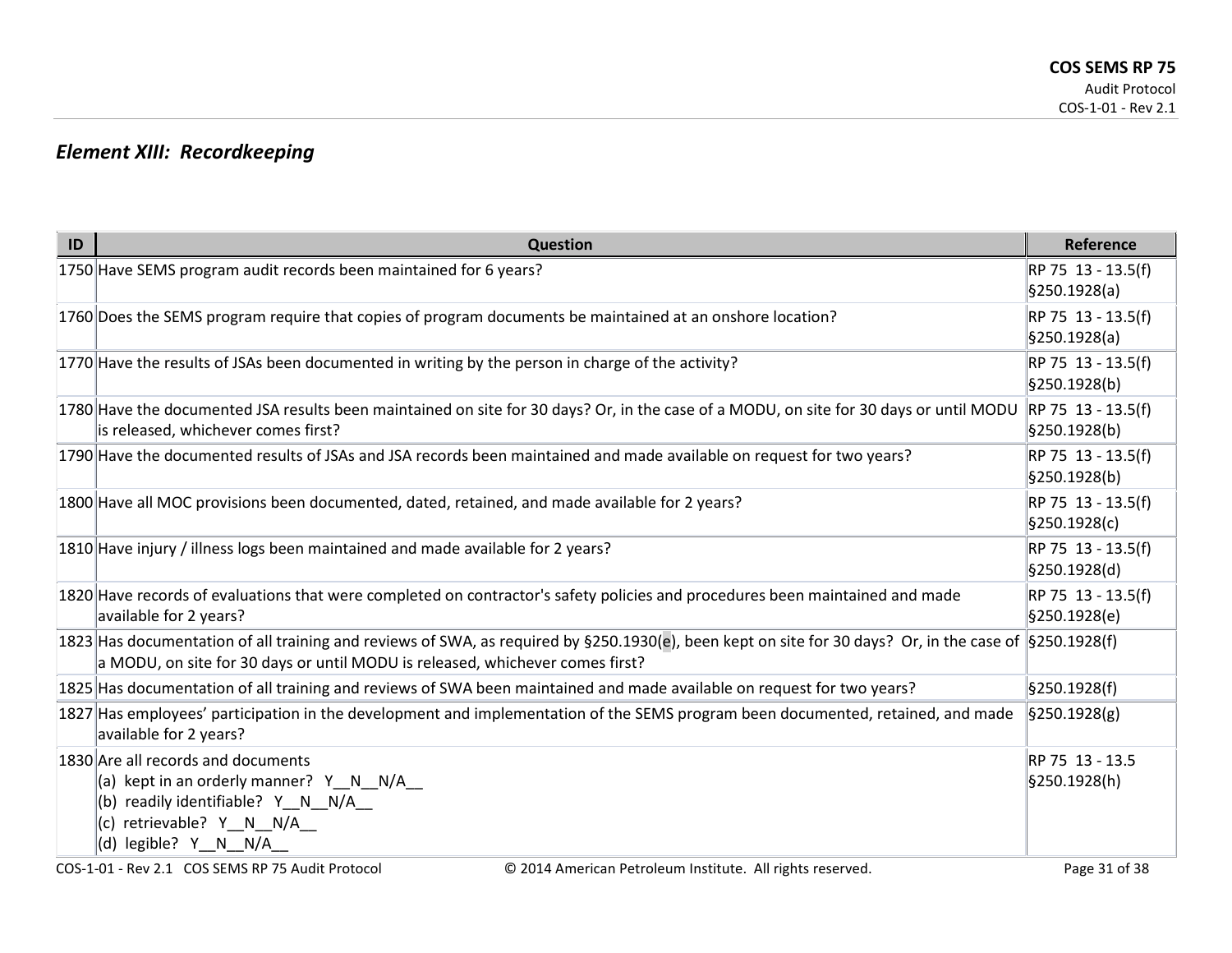## *Element XIII: Recordkeeping*

| ID | Question | Reference |
|---|---|---|
| 1750 | Have SEMS program audit records been maintained for 6 years? | RP 75 13 - 13.5(f) §250.1928(a) |
| 1760 | Does the SEMS program require that copies of program documents be maintained at an onshore location? | RP 75 13 - 13.5(f) §250.1928(a) |
| 1770 | Have the results of JSAs been documented in writing by the person in charge of the activity? | RP 75 13 - 13.5(f) §250.1928(b) |
| 1780 | Have the documented JSA results been maintained on site for 30 days? Or, in the case of a MODU, on site for 30 days or until MODU is released, whichever comes first? | RP 75 13 - 13.5(f) §250.1928(b) |
| 1790 | Have the documented results of JSAs and JSA records been maintained and made available on request for two years? | RP 75 13 - 13.5(f) §250.1928(b) |
| 1800 | Have all MOC provisions been documented, dated, retained, and made available for 2 years? | RP 75 13 - 13.5(f) §250.1928(c) |
| 1810 | Have injury / illness logs been maintained and made available for 2 years? | RP 75 13 - 13.5(f) §250.1928(d) |
| 1820 | Have records of evaluations that were completed on contractor's safety policies and procedures been maintained and made available for 2 years? | RP 75 13 - 13.5(f) §250.1928(e) |
| 1823 | Has documentation of all training and reviews of SWA, as required by §250.1930(e), been kept on site for 30 days? Or, in the case of a MODU, on site for 30 days or until MODU is released, whichever comes first? | §250.1928(f) |
| 1825 | Has documentation of all training and reviews of SWA been maintained and made available on request for two years? | §250.1928(f) |
| 1827 | Has employees' participation in the development and implementation of the SEMS program been documented, retained, and made available for 2 years? | §250.1928(g) |
| 1830 | Are all records and documents<br>(a) kept in an orderly manner? Y__N__N/A__<br>(b) readily identifiable? Y__N__N/A__<br>(c) retrievable? Y__N__N/A__<br>(d) legible? Y__N__N/A__ | RP 75 13 - 13.5 §250.1928(h) |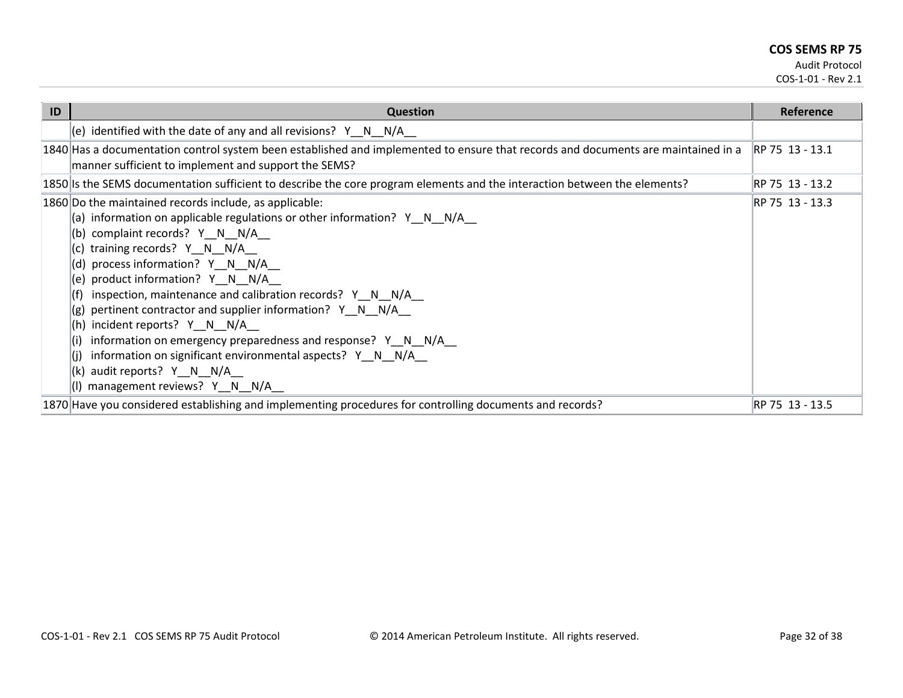| ID | Question | Reference |
|---|---|---|
| | (e) identified with the date of any and all revisions? Y__N__N/A__ | |
| 1840 | Has a documentation control system been established and implemented to ensure that records and documents are maintained in a manner sufficient to implement and support the SEMS? | RP 75 13 - 13.1 |
| 1850 | Is the SEMS documentation sufficient to describe the core program elements and the interaction between the elements? | RP 75 13 - 13.2 |
| 1860 | Do the maintained records include, as applicable:<br>(a) information on applicable regulations or other information? Y__N__N/A__<br>(b) complaint records? Y__N__N/A__<br>(c) training records? Y__N__N/A__<br>(d) process information? Y__N__N/A__<br>(e) product information? Y__N__N/A__<br>(f) inspection, maintenance and calibration records? Y__N__N/A__<br>(g) pertinent contractor and supplier information? Y__N__N/A__<br>(h) incident reports? Y__N__N/A__<br>(i) information on emergency preparedness and response? Y__N__N/A__<br>(j) information on significant environmental aspects? Y__N__N/A__<br>(k) audit reports? Y__N__N/A__<br>(l) management reviews? Y__N__N/A__ | RP 75 13 - 13.3 |
| 1870 | Have you considered establishing and implementing procedures for controlling documents and records? | RP 75 13 - 13.5 |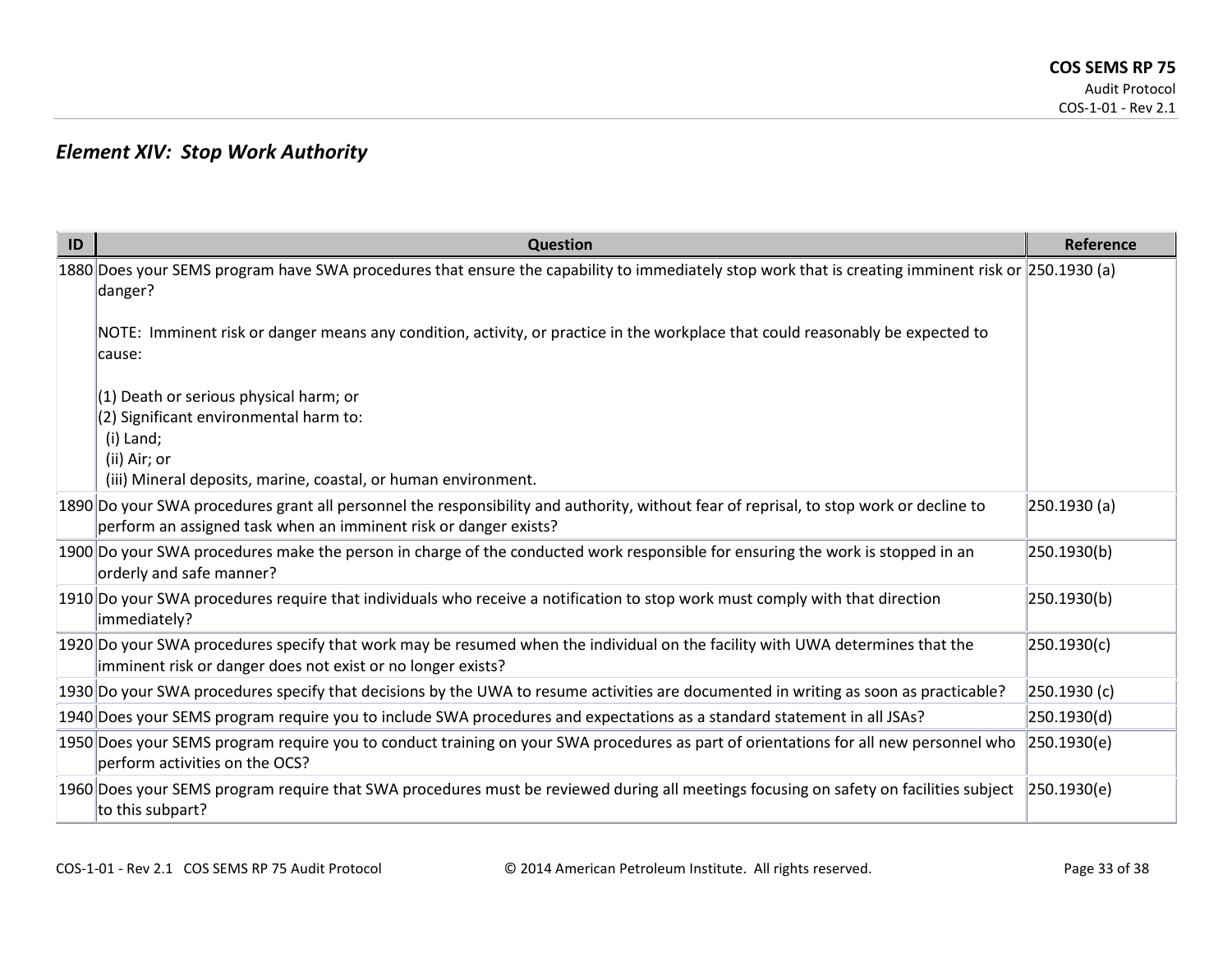## *Element XIV: Stop Work Authority*

| ID | Question | Reference |
|---|---|---|
| 1880 | Does your SEMS program have SWA procedures that ensure the capability to immediately stop work that is creating imminent risk or danger?<br><br>NOTE: Imminent risk or danger means any condition, activity, or practice in the workplace that could reasonably be expected to cause:<br><br>(1) Death or serious physical harm; or<br>(2) Significant environmental harm to:<br>(i) Land;<br>(ii) Air; or<br>(iii) Mineral deposits, marine, coastal, or human environment. | 250.1930 (a) |
| 1890 | Do your SWA procedures grant all personnel the responsibility and authority, without fear of reprisal, to stop work or decline to perform an assigned task when an imminent risk or danger exists? | 250.1930 (a) |
| 1900 | Do your SWA procedures make the person in charge of the conducted work responsible for ensuring the work is stopped in an orderly and safe manner? | 250.1930(b) |
| 1910 | Do your SWA procedures require that individuals who receive a notification to stop work must comply with that direction immediately? | 250.1930(b) |
| 1920 | Do your SWA procedures specify that work may be resumed when the individual on the facility with UWA determines that the imminent risk or danger does not exist or no longer exists? | 250.1930(c) |
| 1930 | Do your SWA procedures specify that decisions by the UWA to resume activities are documented in writing as soon as practicable? | 250.1930 (c) |
| 1940 | Does your SEMS program require you to include SWA procedures and expectations as a standard statement in all JSAs? | 250.1930(d) |
| 1950 | Does your SEMS program require you to conduct training on your SWA procedures as part of orientations for all new personnel who perform activities on the OCS? | 250.1930(e) |
| 1960 | Does your SEMS program require that SWA procedures must be reviewed during all meetings focusing on safety on facilities subject to this subpart? | 250.1930(e) |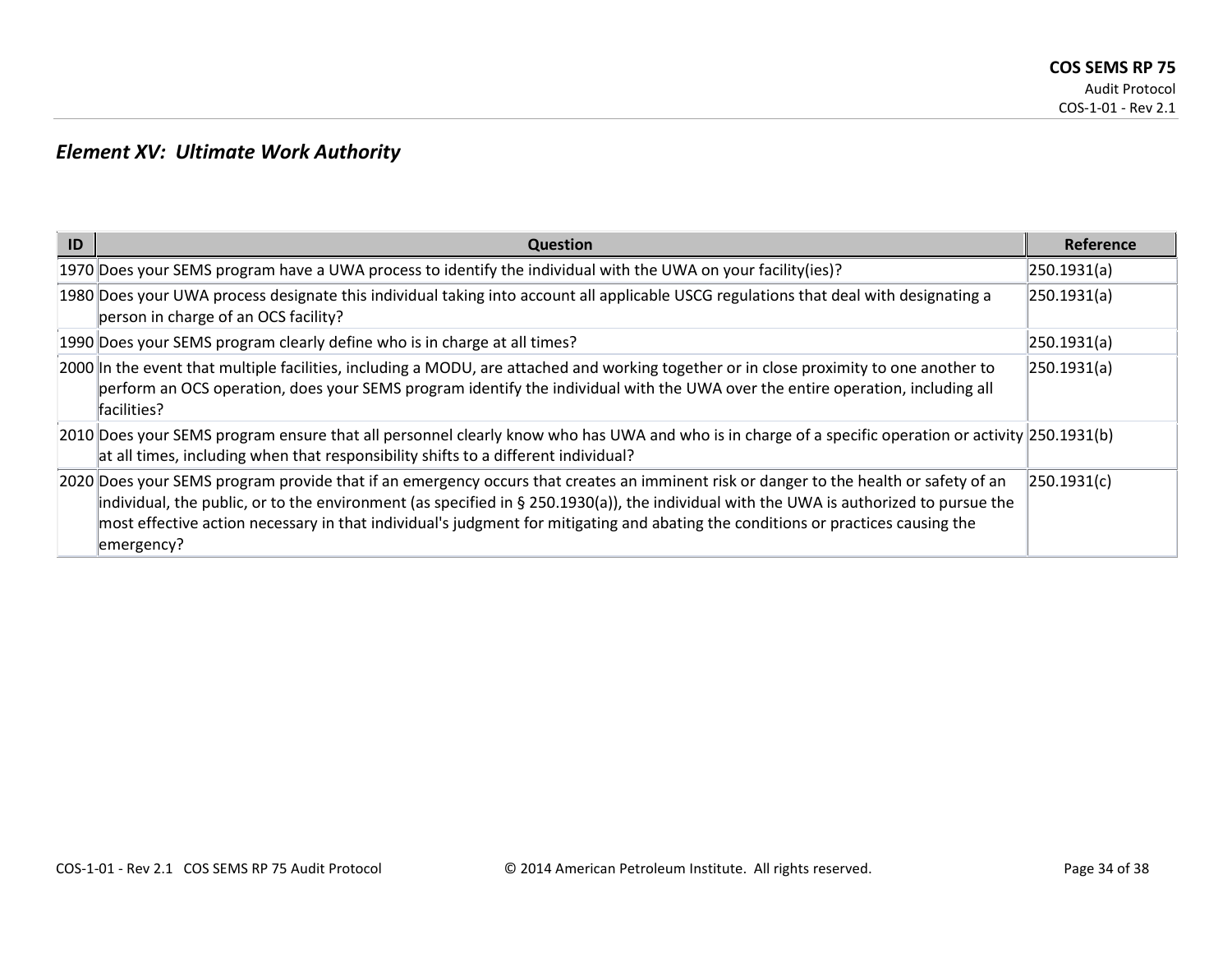## *Element XV: Ultimate Work Authority*

| ID | Question | Reference |
|---|---|---|
| 1970 | Does your SEMS program have a UWA process to identify the individual with the UWA on your facility(ies)? | 250.1931(a) |
| 1980 | Does your UWA process designate this individual taking into account all applicable USCG regulations that deal with designating a person in charge of an OCS facility? | 250.1931(a) |
| 1990 | Does your SEMS program clearly define who is in charge at all times? | 250.1931(a) |
| 2000 | In the event that multiple facilities, including a MODU, are attached and working together or in close proximity to one another to perform an OCS operation, does your SEMS program identify the individual with the UWA over the entire operation, including all facilities? | 250.1931(a) |
| 2010 | Does your SEMS program ensure that all personnel clearly know who has UWA and who is in charge of a specific operation or activity at all times, including when that responsibility shifts to a different individual? | 250.1931(b) |
| 2020 | Does your SEMS program provide that if an emergency occurs that creates an imminent risk or danger to the health or safety of an individual, the public, or to the environment (as specified in § 250.1930(a)), the individual with the UWA is authorized to pursue the most effective action necessary in that individual's judgment for mitigating and abating the conditions or practices causing the emergency? | 250.1931(c) |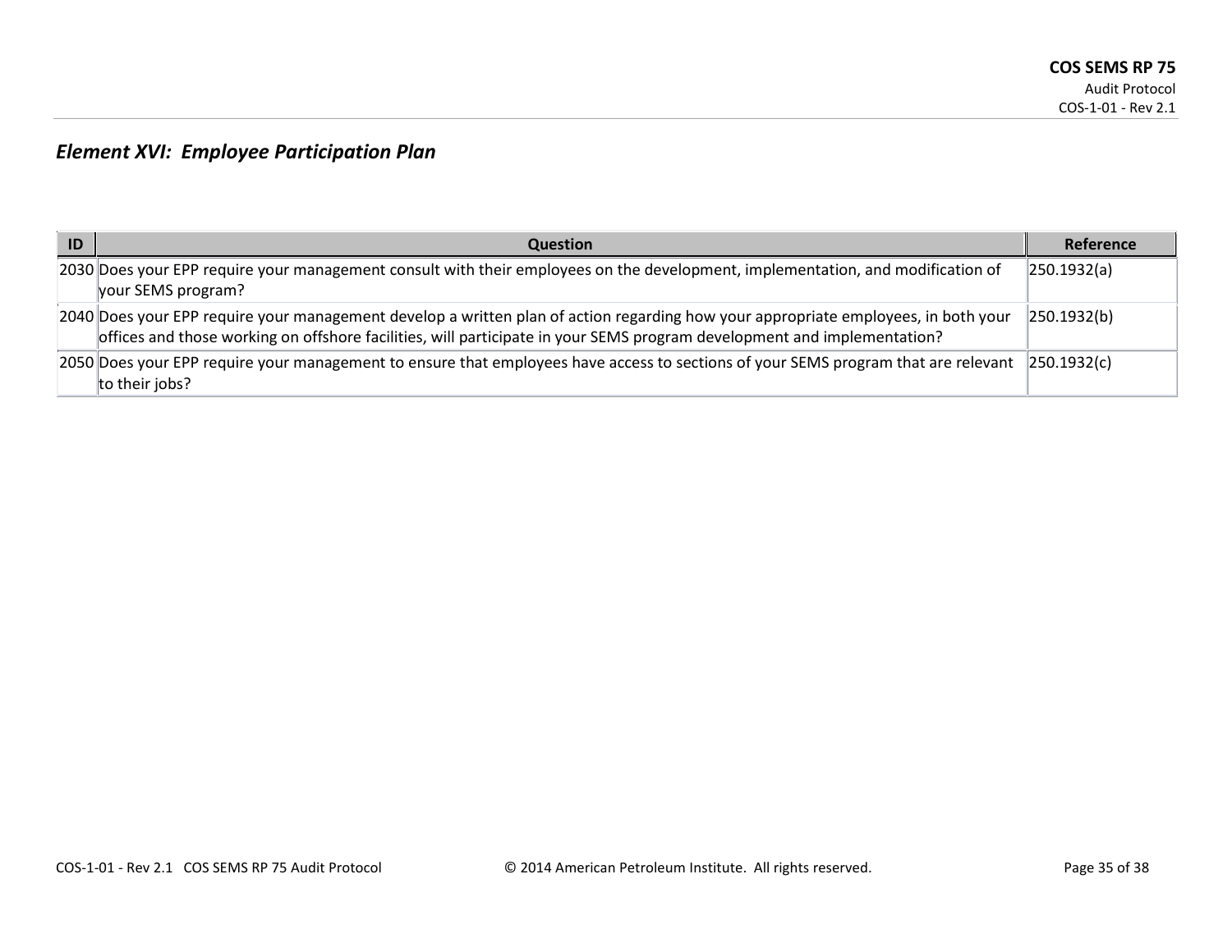## *Element XVI: Employee Participation Plan*

| ID | Question | Reference |
|---|---|---|
| 2030 | Does your EPP require your management consult with their employees on the development, implementation, and modification of your SEMS program? | 250.1932(a) |
| 2040 | Does your EPP require your management develop a written plan of action regarding how your appropriate employees, in both your offices and those working on offshore facilities, will participate in your SEMS program development and implementation? | 250.1932(b) |
| 2050 | Does your EPP require your management to ensure that employees have access to sections of your SEMS program that are relevant to their jobs? | 250.1932(c) |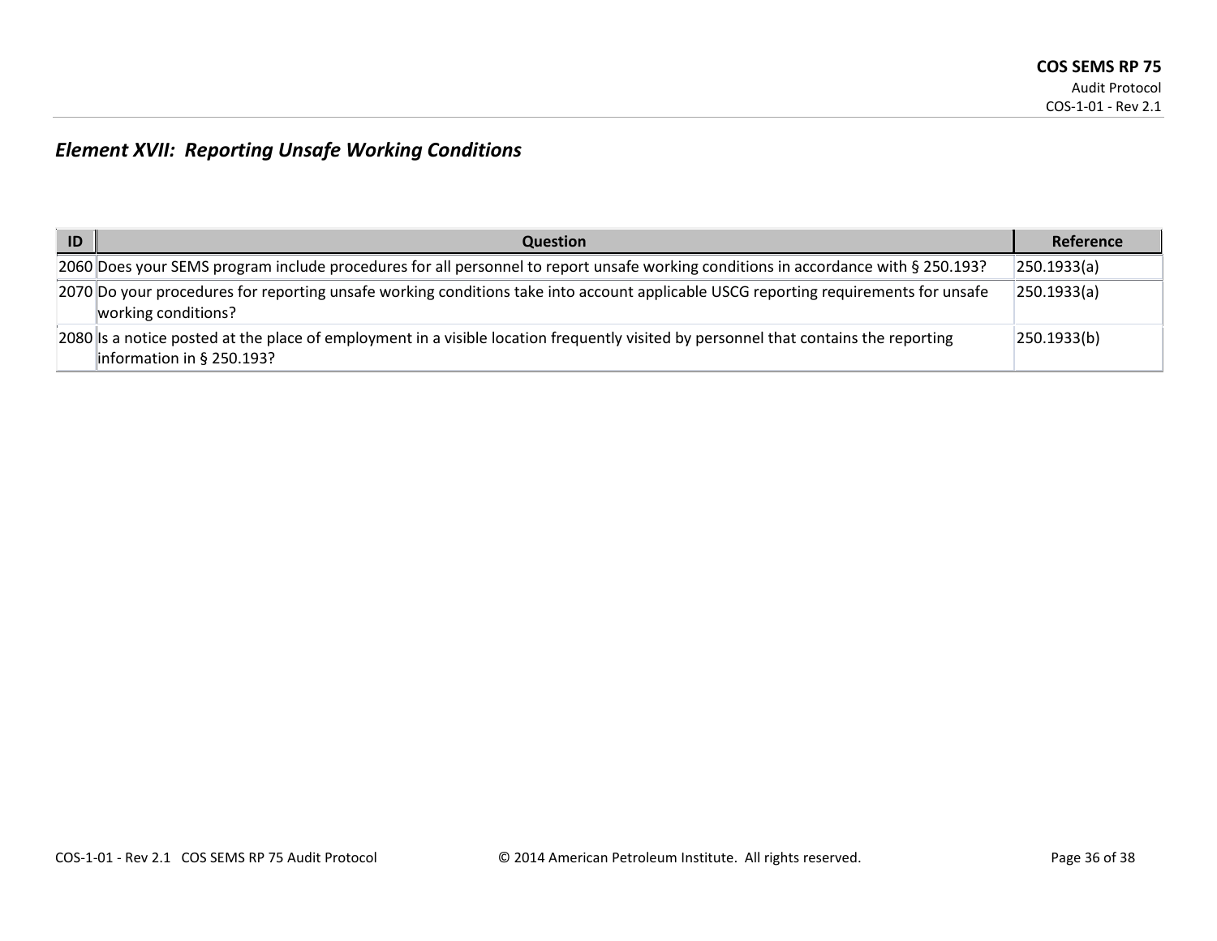## *Element XVII: Reporting Unsafe Working Conditions*

| ID | Question | Reference |
|---|---|---|
| 2060 | Does your SEMS program include procedures for all personnel to report unsafe working conditions in accordance with § 250.193? | 250.1933(a) |
| 2070 | Do your procedures for reporting unsafe working conditions take into account applicable USCG reporting requirements for unsafe working conditions? | 250.1933(a) |
| 2080 | Is a notice posted at the place of employment in a visible location frequently visited by personnel that contains the reporting information in § 250.193? | 250.1933(b) |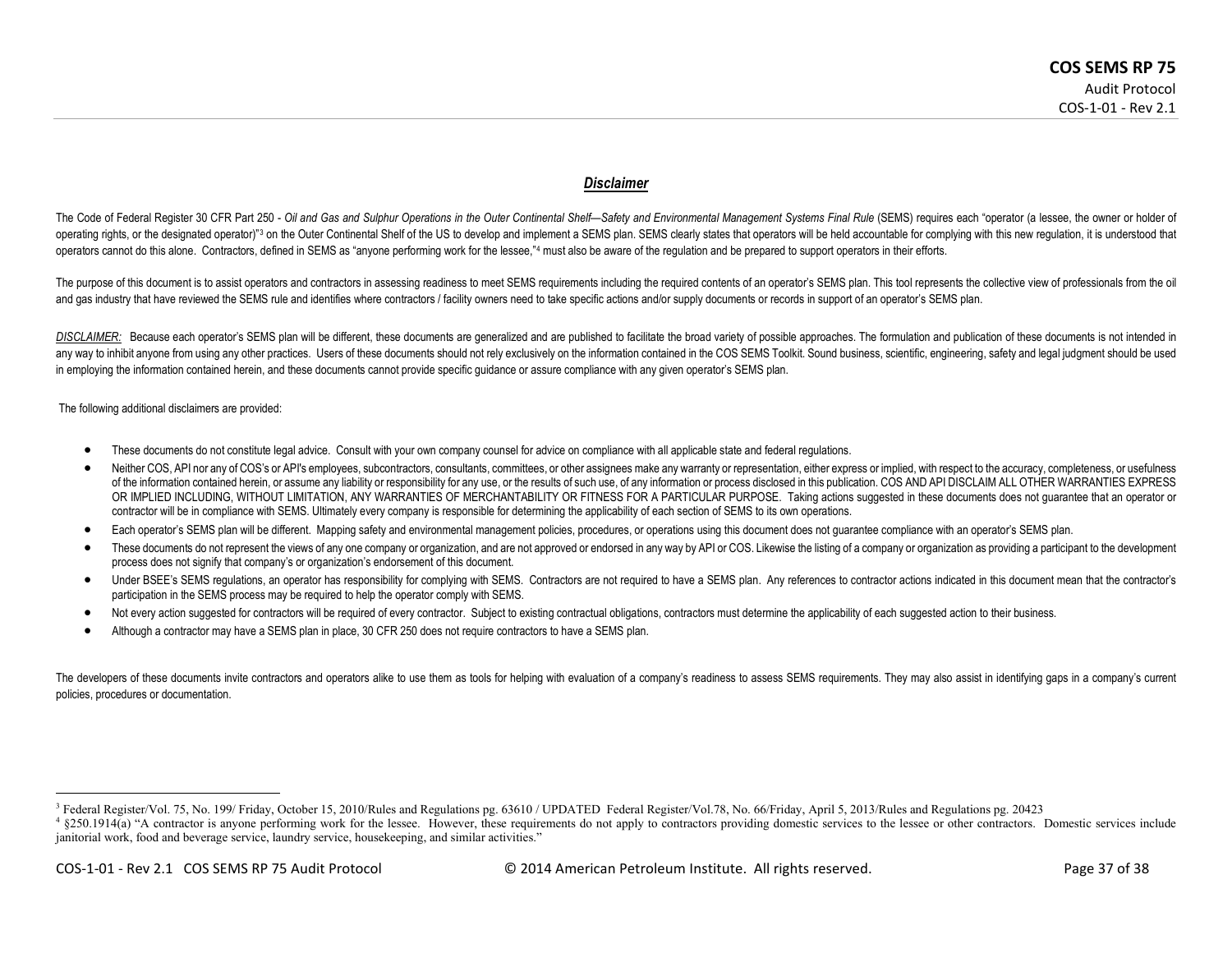## *Disclaimer*

The Code of Federal Register 30 CFR Part 250 - *Oil and Gas and Sulphur Operations in the Outer Continental Shelf—Safety and Environmental Management Systems Final Rule* (SEMS) requires each "operator (a lessee, the owner or holder of operating rights, or the designated operator)"[3] on the Outer Continental Shelf of the US to develop and implement a SEMS plan. SEMS clearly states that operators will be held accountable for complying with this new regulation, it is understood that operators cannot do this alone. Contractors, defined in SEMS as "anyone performing work for the lessee,"[4] must also be aware of the regulation and be prepared to support operators in their efforts.

The purpose of this document is to assist operators and contractors in assessing readiness to meet SEMS requirements including the required contents of an operator's SEMS plan. This tool represents the collective view of professionals from the oil and gas industry that have reviewed the SEMS rule and identifies where contractors / facility owners need to take specific actions and/or supply documents or records in support of an operator's SEMS plan.

*DISCLAIMER:* Because each operator's SEMS plan will be different, these documents are generalized and are published to facilitate the broad variety of possible approaches. The formulation and publication of these documents is not intended in any way to inhibit anyone from using any other practices. Users of these documents should not rely exclusively on the information contained in the COS SEMS Toolkit. Sound business, scientific, engineering, safety and legal judgment should be used in employing the information contained herein, and these documents cannot provide specific guidance or assure compliance with any given operator's SEMS plan.

The following additional disclaimers are provided:

- These documents do not constitute legal advice. Consult with your own company counsel for advice on compliance with all applicable state and federal regulations.
- Neither COS, API nor any of COS's or API's employees, subcontractors, consultants, committees, or other assignees make any warranty or representation, either express or implied, with respect to the accuracy, completeness, or usefulness of the information contained herein, or assume any liability or responsibility for any use, or the results of such use, of any information or process disclosed in this publication. COS AND API DISCLAIM ALL OTHER WARRANTIES EXPRESS OR IMPLIED INCLUDING, WITHOUT LIMITATION, ANY WARRANTIES OF MERCHANTABILITY OR FITNESS FOR A PARTICULAR PURPOSE. Taking actions suggested in these documents does not guarantee that an operator or contractor will be in compliance with SEMS. Ultimately every company is responsible for determining the applicability of each section of SEMS to its own operations.
- Each operator's SEMS plan will be different. Mapping safety and environmental management policies, procedures, or operations using this document does not guarantee compliance with an operator's SEMS plan.
- These documents do not represent the views of any one company or organization, and are not approved or endorsed in any way by API or COS. Likewise the listing of a company or organization as providing a participant to the development process does not signify that company's or organization's endorsement of this document.
- Under BSEE's SEMS regulations, an operator has responsibility for complying with SEMS. Contractors are not required to have a SEMS plan. Any references to contractor actions indicated in this document mean that the contractor's participation in the SEMS process may be required to help the operator comply with SEMS.
- Not every action suggested for contractors will be required of every contractor. Subject to existing contractual obligations, contractors must determine the applicability of each suggested action to their business.
- Although a contractor may have a SEMS plan in place, 30 CFR 250 does not require contractors to have a SEMS plan.

The developers of these documents invite contractors and operators alike to use them as tools for helping with evaluation of a company's readiness to assess SEMS requirements. They may also assist in identifying gaps in a company's current policies, procedures or documentation.

---

[3] Federal Register/Vol. 75, No. 199/ Friday, October 15, 2010/Rules and Regulations pg. 63610 / UPDATED Federal Register/Vol.78, No. 66/Friday, April 5, 2013/Rules and Regulations pg. 20423

[4] §250.1914(a) "A contractor is anyone performing work for the lessee. However, these requirements do not apply to contractors providing domestic services to the lessee or other contractors. Domestic services include janitorial work, food and beverage service, laundry service, housekeeping, and similar activities."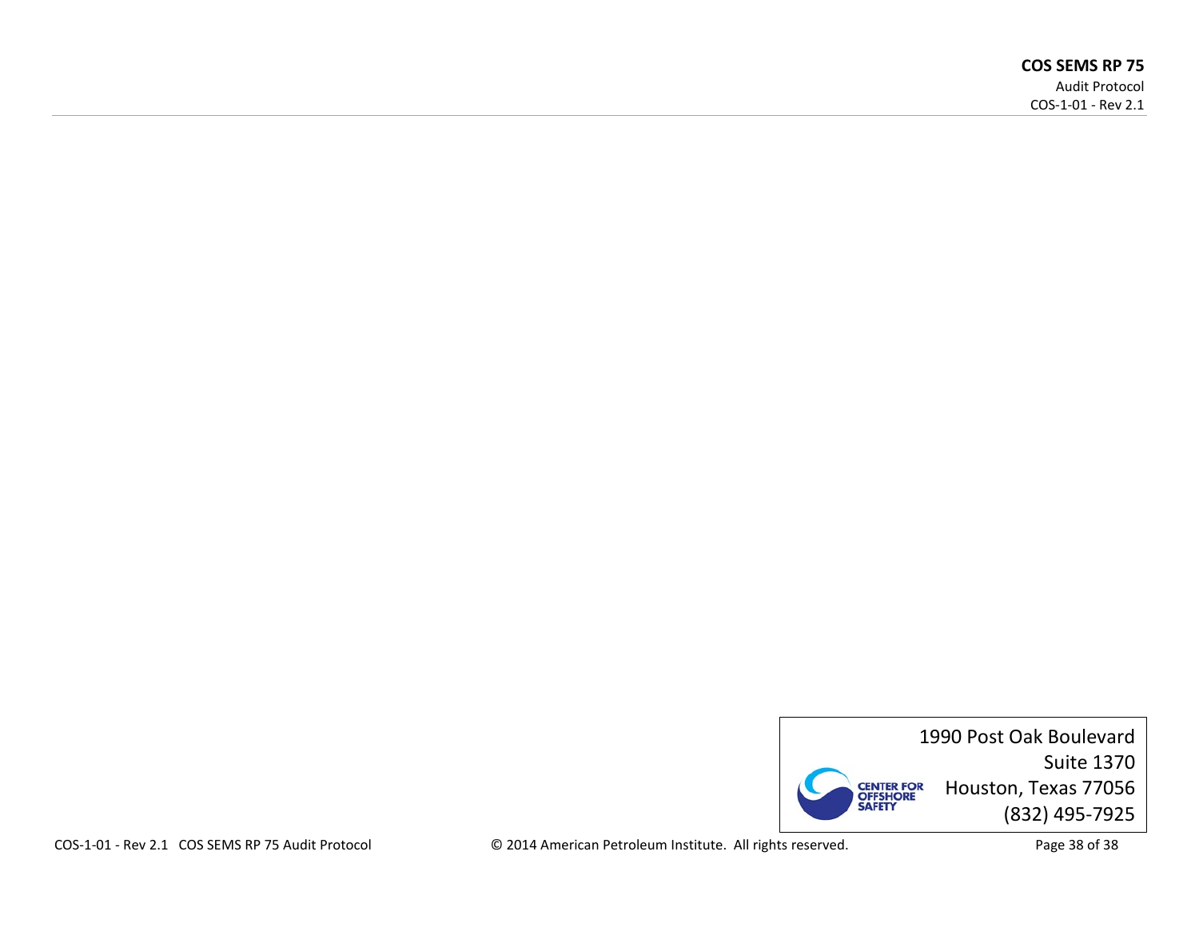CENTER FOR OFFSHORE SAFETY

1990 Post Oak Boulevard
Suite 1370
Houston, Texas 77056
(832) 495-7925